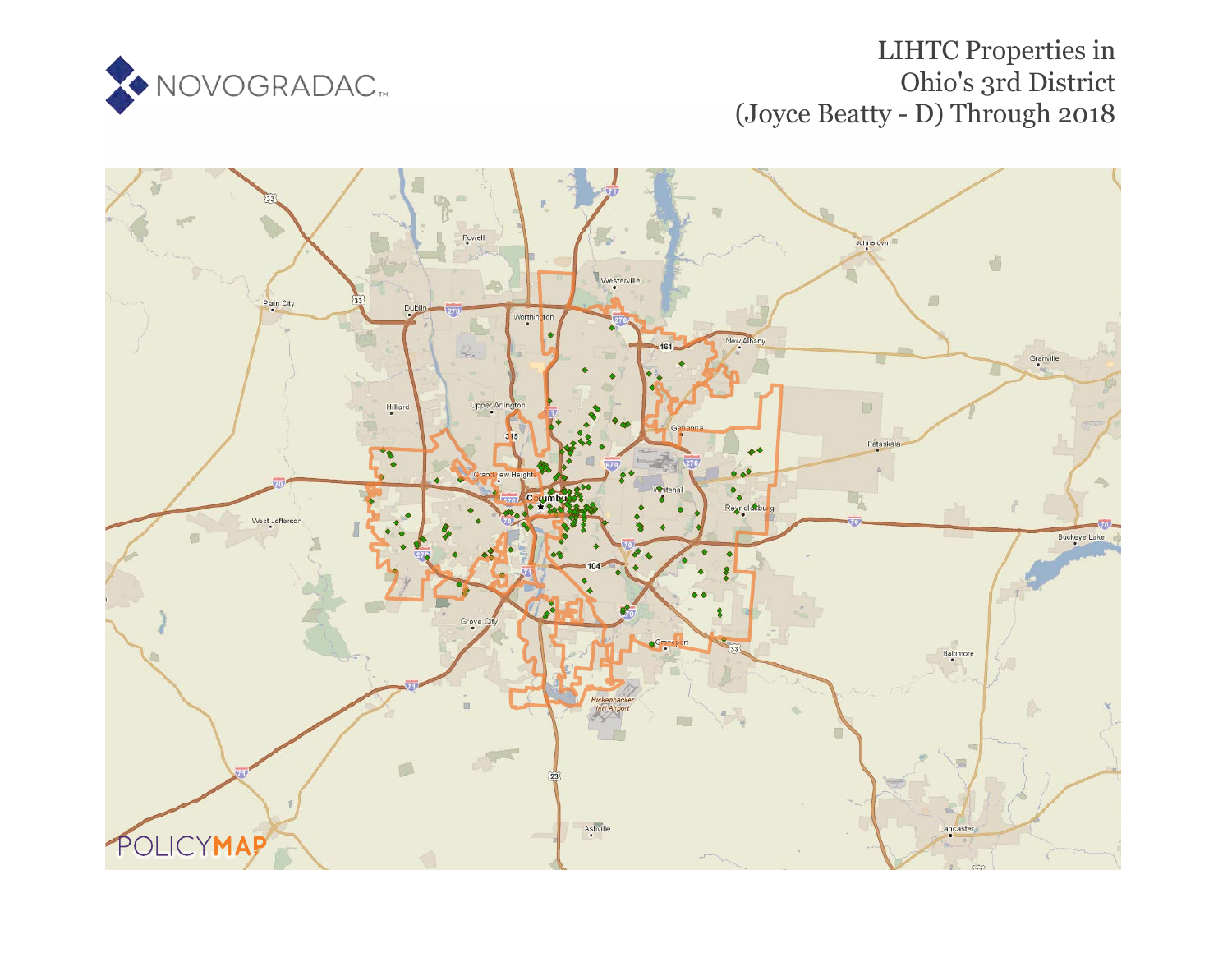NOVOGRADAC

# LIHTC Properties in Ohio's 3rd District (Joyce Beatty - D) Through 2018

Powell
Westerville
Plain City
Dublin
Worthington
New Albany
Johnstown
Granville
Hilliard
Upper Arlington
Gahanna
Pataskala
Grandview Heights
Columbus
Whitehall
Reynoldsburg
West Jefferson
Buckeye Lake
Grove City
Groveport
Baltimore
Rickenbacker Int'l Airport
Ashville
Lancaster

POLICYMAP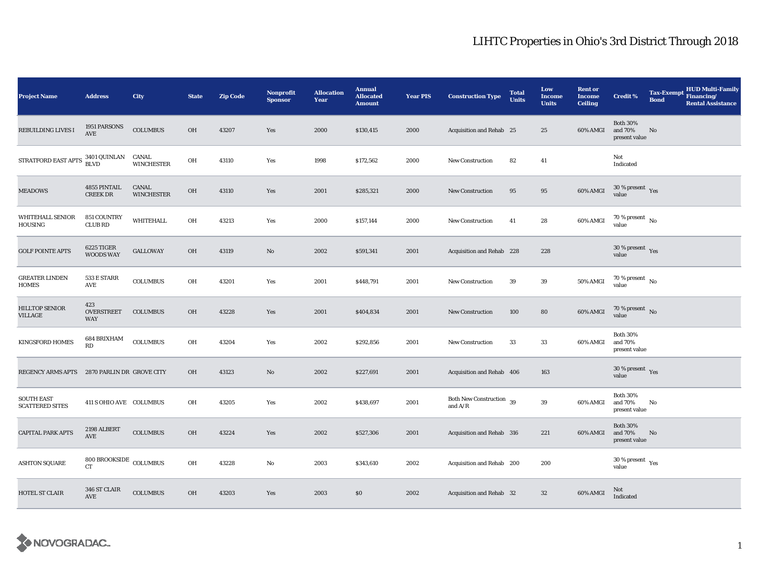# LIHTC Properties in Ohio's 3rd District Through 2018

| Project Name | Address | City | State | Zip Code | Nonprofit Sponsor | Allocation Year | Annual Allocated Amount | Year PIS | Construction Type | Total Units | Low Income Units | Rent or Income Ceiling | Credit % | Tax-Exempt Bond | HUD Multi-Family Financing/ Rental Assistance |
|---|---|---|---|---|---|---|---|---|---|---|---|---|---|---|---|
| REBUILDING LIVES I | 1951 PARSONS AVE | COLUMBUS | OH | 43207 | Yes | 2000 | $130,415 | 2000 | Acquisition and Rehab | 25 | 25 | 60% AMGI | Both 30% and 70% present value | No | |
| STRATFORD EAST APTS | 3401 QUINLAN BLVD | CANAL WINCHESTER | OH | 43110 | Yes | 1998 | $172,562 | 2000 | New Construction | 82 | 41 | | Not Indicated | | |
| MEADOWS | 4855 PINTAIL CREEK DR | CANAL WINCHESTER | OH | 43110 | Yes | 2001 | $285,321 | 2000 | New Construction | 95 | 95 | 60% AMGI | 30 % present value | Yes | |
| WHITEHALL SENIOR HOUSING | 851 COUNTRY CLUB RD | WHITEHALL | OH | 43213 | Yes | 2000 | $157,144 | 2000 | New Construction | 41 | 28 | 60% AMGI | 70 % present value | No | |
| GOLF POINTE APTS | 6225 TIGER WOODS WAY | GALLOWAY | OH | 43119 | No | 2002 | $591,341 | 2001 | Acquisition and Rehab | 228 | 228 | | 30 % present value | Yes | |
| GREATER LINDEN HOMES | 533 E STARR AVE | COLUMBUS | OH | 43201 | Yes | 2001 | $448,791 | 2001 | New Construction | 39 | 39 | 50% AMGI | 70 % present value | No | |
| HILLTOP SENIOR VILLAGE | 423 OVERSTREET WAY | COLUMBUS | OH | 43228 | Yes | 2001 | $404,834 | 2001 | New Construction | 100 | 80 | 60% AMGI | 70 % present value | No | |
| KINGSFORD HOMES | 684 BRIXHAM RD | COLUMBUS | OH | 43204 | Yes | 2002 | $292,856 | 2001 | New Construction | 33 | 33 | 60% AMGI | Both 30% and 70% present value | | |
| REGENCY ARMS APTS | 2870 PARLIN DR | GROVE CITY | OH | 43123 | No | 2002 | $227,691 | 2001 | Acquisition and Rehab | 406 | 163 | | 30 % present value | Yes | |
| SOUTH EAST SCATTERED SITES | 411 S OHIO AVE | COLUMBUS | OH | 43205 | Yes | 2002 | $438,697 | 2001 | Both New Construction and A/R | 39 | 39 | 60% AMGI | Both 30% and 70% present value | No | |
| CAPITAL PARK APTS | 2198 ALBERT AVE | COLUMBUS | OH | 43224 | Yes | 2002 | $527,306 | 2001 | Acquisition and Rehab | 316 | 221 | 60% AMGI | Both 30% and 70% present value | No | |
| ASHTON SQUARE | 800 BROOKSIDE CT | COLUMBUS | OH | 43228 | No | 2003 | $343,610 | 2002 | Acquisition and Rehab | 200 | 200 | | 30 % present value | Yes | |
| HOTEL ST CLAIR | 346 ST CLAIR AVE | COLUMBUS | OH | 43203 | Yes | 2003 | $0 | 2002 | Acquisition and Rehab | 32 | 32 | 60% AMGI | Not Indicated | | |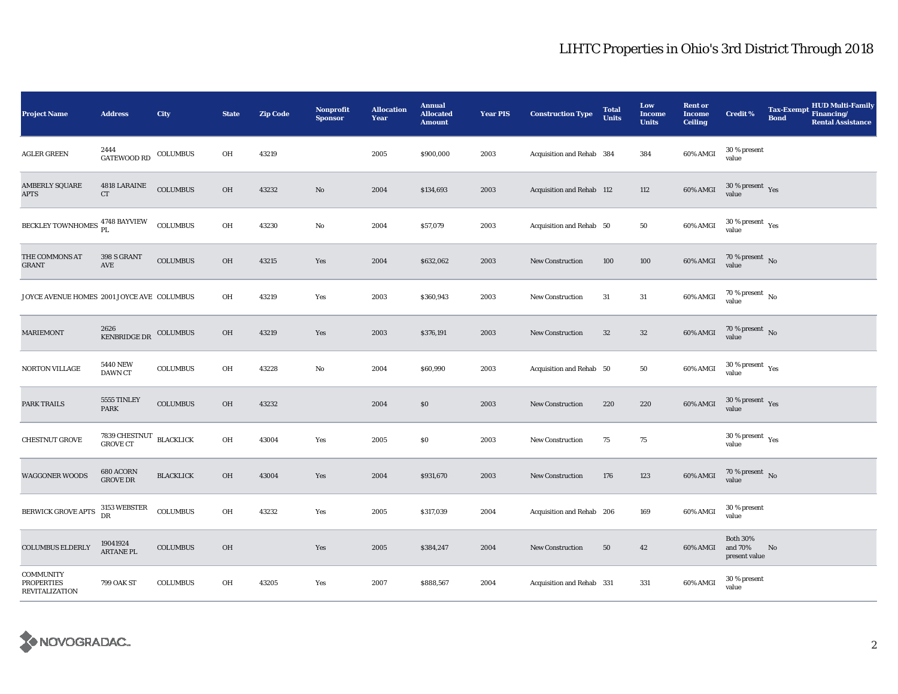# LIHTC Properties in Ohio's 3rd District Through 2018

| Project Name | Address | City | State | Zip Code | Nonprofit Sponsor | Allocation Year | Annual Allocated Amount | Year PIS | Construction Type | Total Units | Low Income Units | Rent or Income Ceiling | Credit % | Tax-Exempt Bond | HUD Multi-Family Financing/ Rental Assistance |
|---|---|---|---|---|---|---|---|---|---|---|---|---|---|---|---|
| AGLER GREEN | 2444 GATEWOOD RD | COLUMBUS | OH | 43219 | | 2005 | $900,000 | 2003 | Acquisition and Rehab | 384 | 384 | 60% AMGI | 30 % present value | | |
| AMBERLY SQUARE APTS | 4818 LARAINE CT | COLUMBUS | OH | 43232 | No | 2004 | $134,693 | 2003 | Acquisition and Rehab | 112 | 112 | 60% AMGI | 30 % present value | Yes | |
| BECKLEY TOWNHOMES | 4748 BAYVIEW PL | COLUMBUS | OH | 43230 | No | 2004 | $57,079 | 2003 | Acquisition and Rehab | 50 | 50 | 60% AMGI | 30 % present value | Yes | |
| THE COMMONS AT GRANT | 398 S GRANT AVE | COLUMBUS | OH | 43215 | Yes | 2004 | $632,062 | 2003 | New Construction | 100 | 100 | 60% AMGI | 70 % present value | No | |
| JOYCE AVENUE HOMES | 2001 JOYCE AVE | COLUMBUS | OH | 43219 | Yes | 2003 | $360,943 | 2003 | New Construction | 31 | 31 | 60% AMGI | 70 % present value | No | |
| MARIEMONT | 2626 KENBRIDGE DR | COLUMBUS | OH | 43219 | Yes | 2003 | $376,191 | 2003 | New Construction | 32 | 32 | 60% AMGI | 70 % present value | No | |
| NORTON VILLAGE | 5440 NEW DAWN CT | COLUMBUS | OH | 43228 | No | 2004 | $60,990 | 2003 | Acquisition and Rehab | 50 | 50 | 60% AMGI | 30 % present value | Yes | |
| PARK TRAILS | 5555 TINLEY PARK | COLUMBUS | OH | 43232 | | 2004 | $0 | 2003 | New Construction | 220 | 220 | 60% AMGI | 30 % present value | Yes | |
| CHESTNUT GROVE | 7839 CHESTNUT GROVE CT | BLACKLICK | OH | 43004 | Yes | 2005 | $0 | 2003 | New Construction | 75 | 75 | | 30 % present value | Yes | |
| WAGGONER WOODS | 680 ACORN GROVE DR | BLACKLICK | OH | 43004 | Yes | 2004 | $931,670 | 2003 | New Construction | 176 | 123 | 60% AMGI | 70 % present value | No | |
| BERWICK GROVE APTS | 3153 WEBSTER DR | COLUMBUS | OH | 43232 | Yes | 2005 | $317,039 | 2004 | Acquisition and Rehab | 206 | 169 | 60% AMGI | 30 % present value | | |
| COLUMBUS ELDERLY | 19041924 ARTANE PL | COLUMBUS | OH | | Yes | 2005 | $384,247 | 2004 | New Construction | 50 | 42 | 60% AMGI | Both 30% and 70% present value | No | |
| COMMUNITY PROPERTIES REVITALIZATION | 799 OAK ST | COLUMBUS | OH | 43205 | Yes | 2007 | $888,567 | 2004 | Acquisition and Rehab | 331 | 331 | 60% AMGI | 30 % present value | | |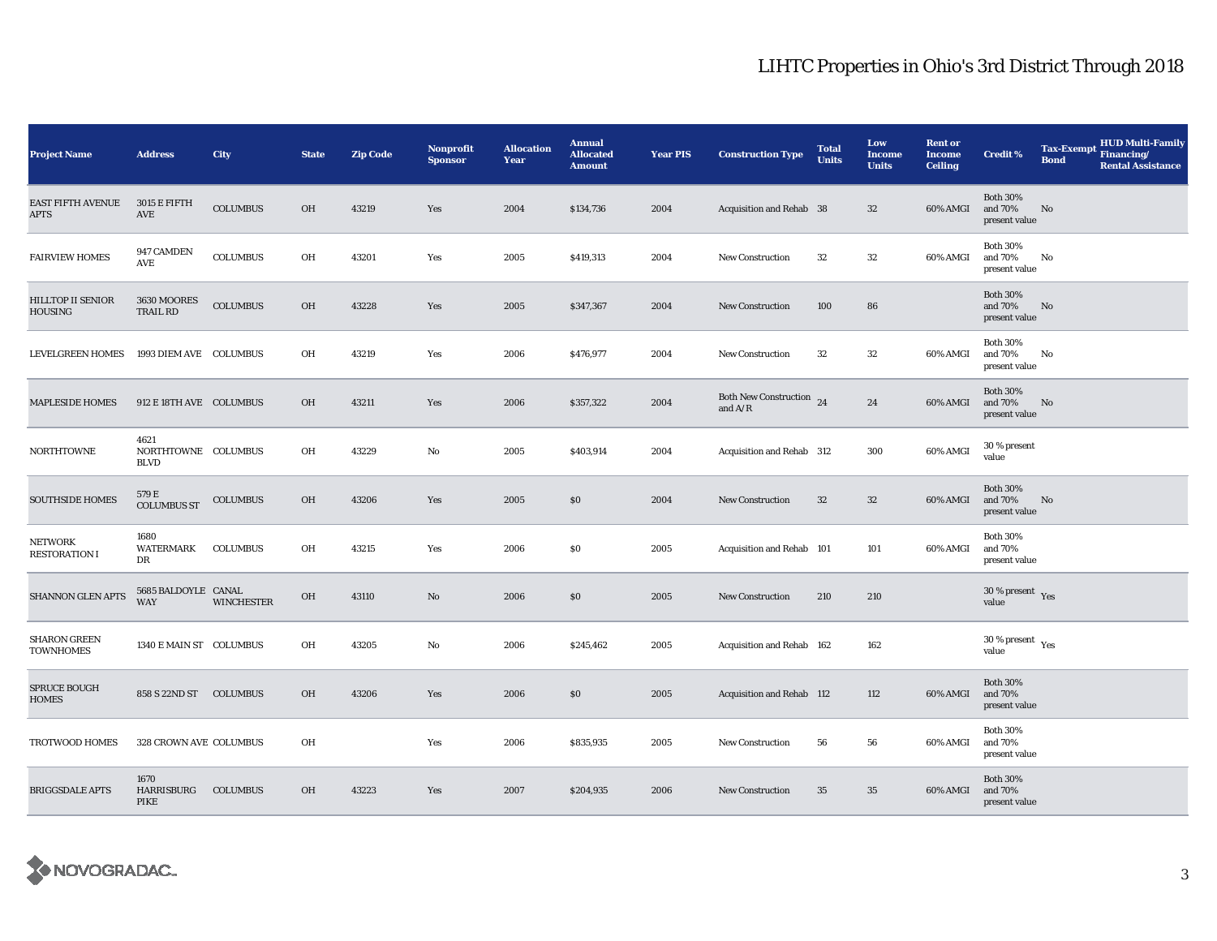## LIHTC Properties in Ohio's 3rd District Through 2018

| Project Name | Address | City | State | Zip Code | Nonprofit Sponsor | Allocation Year | Annual Allocated Amount | Year PIS | Construction Type | Total Units | Low Income Units | Rent or Income Ceiling | Credit % | Tax-Exempt Bond | HUD Multi-Family Financing/ Rental Assistance |
|---|---|---|---|---|---|---|---|---|---|---|---|---|---|---|---|
| EAST FIFTH AVENUE APTS | 3015 E FIFTH AVE | COLUMBUS | OH | 43219 | Yes | 2004 | $134,736 | 2004 | Acquisition and Rehab | 38 | 32 | 60% AMGI | Both 30% and 70% present value | No | |
| FAIRVIEW HOMES | 947 CAMDEN AVE | COLUMBUS | OH | 43201 | Yes | 2005 | $419,313 | 2004 | New Construction | 32 | 32 | 60% AMGI | Both 30% and 70% present value | No | |
| HILLTOP II SENIOR HOUSING | 3630 MOORES TRAIL RD | COLUMBUS | OH | 43228 | Yes | 2005 | $347,367 | 2004 | New Construction | 100 | 86 | | Both 30% and 70% present value | No | |
| LEVELGREEN HOMES | 1993 DIEM AVE | COLUMBUS | OH | 43219 | Yes | 2006 | $476,977 | 2004 | New Construction | 32 | 32 | 60% AMGI | Both 30% and 70% present value | No | |
| MAPLESIDE HOMES | 912 E 18TH AVE | COLUMBUS | OH | 43211 | Yes | 2006 | $357,322 | 2004 | Both New Construction and A/R | 24 | 24 | 60% AMGI | Both 30% and 70% present value | No | |
| NORTHTOWNE | 4621 NORTHTOWNE BLVD | COLUMBUS | OH | 43229 | No | 2005 | $403,914 | 2004 | Acquisition and Rehab | 312 | 300 | 60% AMGI | 30 % present value | | |
| SOUTHSIDE HOMES | 579 E COLUMBUS ST | COLUMBUS | OH | 43206 | Yes | 2005 | $0 | 2004 | New Construction | 32 | 32 | 60% AMGI | Both 30% and 70% present value | No | |
| NETWORK RESTORATION I | 1680 WATERMARK DR | COLUMBUS | OH | 43215 | Yes | 2006 | $0 | 2005 | Acquisition and Rehab | 101 | 101 | 60% AMGI | Both 30% and 70% present value | | |
| SHANNON GLEN APTS | 5685 BALDOYLE WAY | CANAL WINCHESTER | OH | 43110 | No | 2006 | $0 | 2005 | New Construction | 210 | 210 | | 30 % present value | Yes | |
| SHARON GREEN TOWNHOMES | 1340 E MAIN ST | COLUMBUS | OH | 43205 | No | 2006 | $245,462 | 2005 | Acquisition and Rehab | 162 | 162 | | 30 % present value | Yes | |
| SPRUCE BOUGH HOMES | 858 S 22ND ST | COLUMBUS | OH | 43206 | Yes | 2006 | $0 | 2005 | Acquisition and Rehab | 112 | 112 | 60% AMGI | Both 30% and 70% present value | | |
| TROTWOOD HOMES | 328 CROWN AVE | COLUMBUS | OH | | Yes | 2006 | $835,935 | 2005 | New Construction | 56 | 56 | 60% AMGI | Both 30% and 70% present value | | |
| BRIGGSDALE APTS | 1670 HARRISBURG PIKE | COLUMBUS | OH | 43223 | Yes | 2007 | $204,935 | 2006 | New Construction | 35 | 35 | 60% AMGI | Both 30% and 70% present value | | |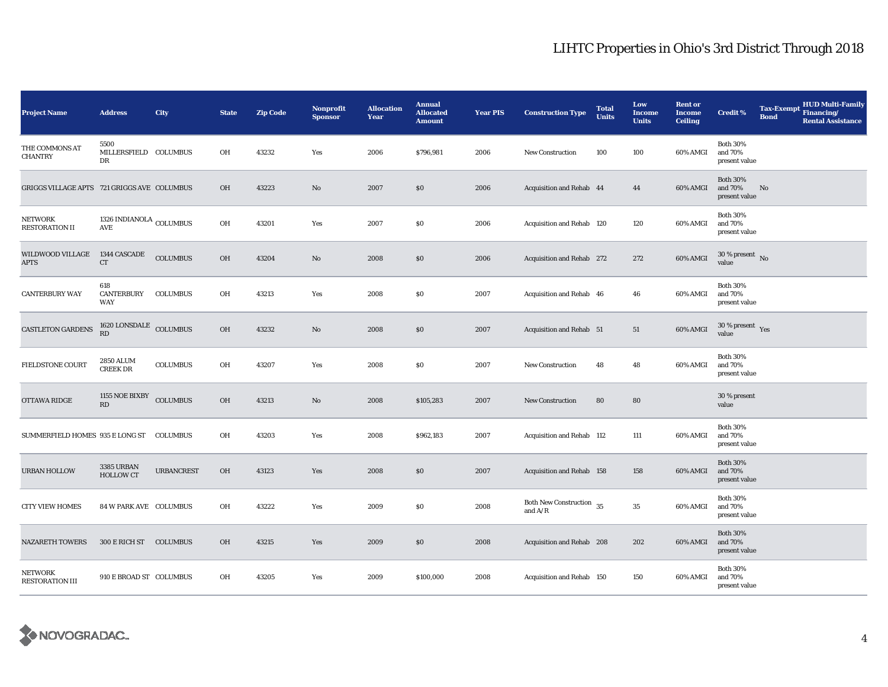# LIHTC Properties in Ohio's 3rd District Through 2018

| Project Name | Address | City | State | Zip Code | Nonprofit Sponsor | Allocation Year | Annual Allocated Amount | Year PIS | Construction Type | Total Units | Low Income Units | Rent or Income Ceiling | Credit % | Tax-Exempt Bond | HUD Multi-Family Financing/ Rental Assistance |
|---|---|---|---|---|---|---|---|---|---|---|---|---|---|---|---|
| THE COMMONS AT CHANTRY | 5500 MILLERSFIELD DR | COLUMBUS | OH | 43232 | Yes | 2006 | $796,981 | 2006 | New Construction | 100 | 100 | 60% AMGI | Both 30% and 70% present value | | |
| GRIGGS VILLAGE APTS | 721 GRIGGS AVE | COLUMBUS | OH | 43223 | No | 2007 | $0 | 2006 | Acquisition and Rehab | 44 | 44 | 60% AMGI | Both 30% and 70% present value | No | |
| NETWORK RESTORATION II | 1326 INDIANOLA AVE | COLUMBUS | OH | 43201 | Yes | 2007 | $0 | 2006 | Acquisition and Rehab | 120 | 120 | 60% AMGI | Both 30% and 70% present value | | |
| WILDWOOD VILLAGE APTS | 1344 CASCADE CT | COLUMBUS | OH | 43204 | No | 2008 | $0 | 2006 | Acquisition and Rehab | 272 | 272 | 60% AMGI | 30 % present value | No | |
| CANTERBURY WAY | 618 CANTERBURY WAY | COLUMBUS | OH | 43213 | Yes | 2008 | $0 | 2007 | Acquisition and Rehab | 46 | 46 | 60% AMGI | Both 30% and 70% present value | | |
| CASTLETON GARDENS | 1620 LONSDALE RD | COLUMBUS | OH | 43232 | No | 2008 | $0 | 2007 | Acquisition and Rehab | 51 | 51 | 60% AMGI | 30 % present value | Yes | |
| FIELDSTONE COURT | 2850 ALUM CREEK DR | COLUMBUS | OH | 43207 | Yes | 2008 | $0 | 2007 | New Construction | 48 | 48 | 60% AMGI | Both 30% and 70% present value | | |
| OTTAWA RIDGE | 1155 NOE BIXBY RD | COLUMBUS | OH | 43213 | No | 2008 | $105,283 | 2007 | New Construction | 80 | 80 | | 30 % present value | | |
| SUMMERFIELD HOMES | 935 E LONG ST | COLUMBUS | OH | 43203 | Yes | 2008 | $962,183 | 2007 | Acquisition and Rehab | 112 | 111 | 60% AMGI | Both 30% and 70% present value | | |
| URBAN HOLLOW | 3385 URBAN HOLLOW CT | URBANCREST | OH | 43123 | Yes | 2008 | $0 | 2007 | Acquisition and Rehab | 158 | 158 | 60% AMGI | Both 30% and 70% present value | | |
| CITY VIEW HOMES | 84 W PARK AVE | COLUMBUS | OH | 43222 | Yes | 2009 | $0 | 2008 | Both New Construction and A/R | 35 | 35 | 60% AMGI | Both 30% and 70% present value | | |
| NAZARETH TOWERS | 300 E RICH ST | COLUMBUS | OH | 43215 | Yes | 2009 | $0 | 2008 | Acquisition and Rehab | 208 | 202 | 60% AMGI | Both 30% and 70% present value | | |
| NETWORK RESTORATION III | 910 E BROAD ST | COLUMBUS | OH | 43205 | Yes | 2009 | $100,000 | 2008 | Acquisition and Rehab | 150 | 150 | 60% AMGI | Both 30% and 70% present value | | |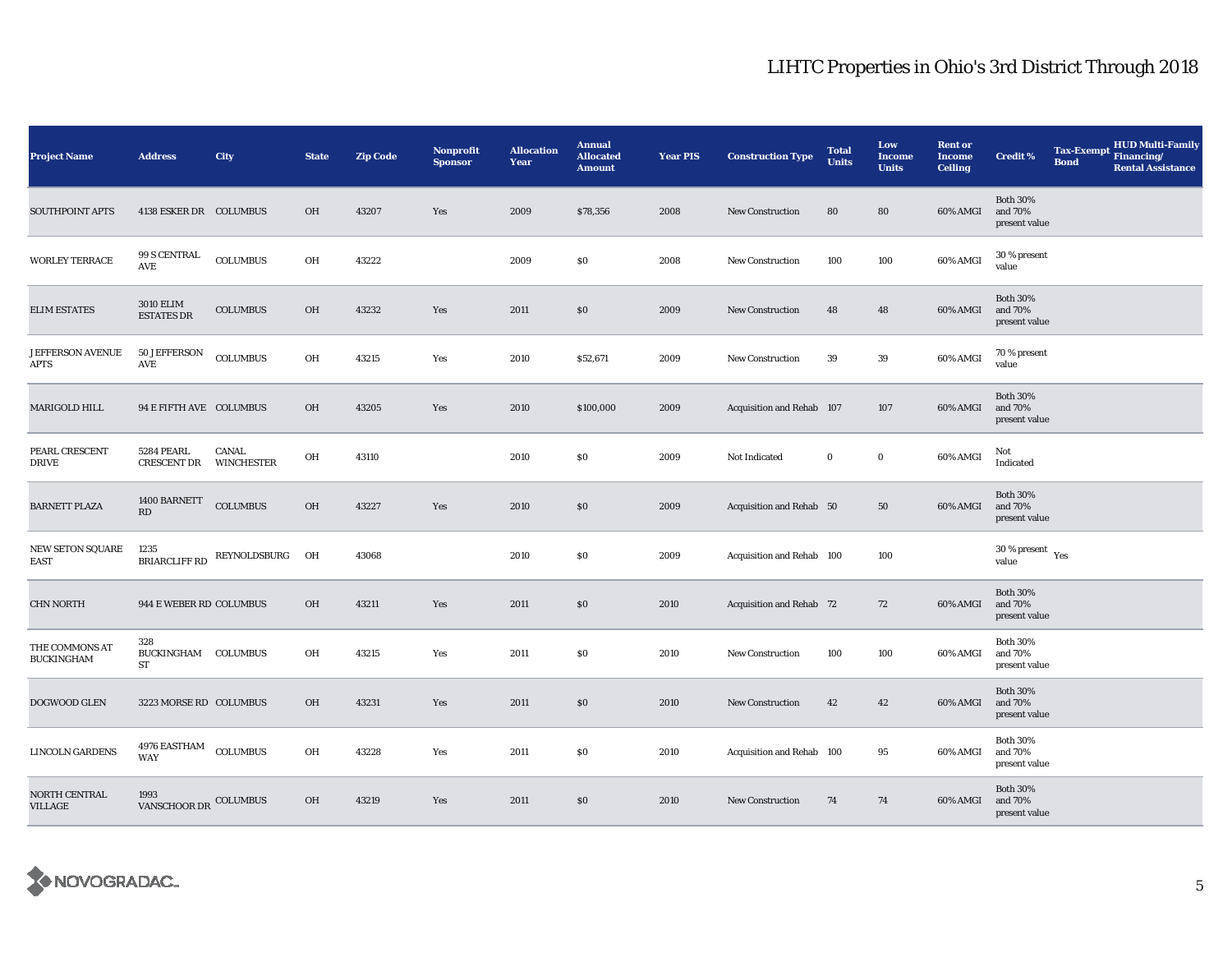# LIHTC Properties in Ohio's 3rd District Through 2018

| Project Name | Address | City | State | Zip Code | Nonprofit Sponsor | Allocation Year | Annual Allocated Amount | Year PIS | Construction Type | Total Units | Low Income Units | Rent or Income Ceiling | Credit % | Tax-Exempt Bond | HUD Multi-Family Financing/ Rental Assistance |
|---|---|---|---|---|---|---|---|---|---|---|---|---|---|---|---|
| SOUTHPOINT APTS | 4138 ESKER DR | COLUMBUS | OH | 43207 | Yes | 2009 | $78,356 | 2008 | New Construction | 80 | 80 | 60% AMGI | Both 30% and 70% present value | | |
| WORLEY TERRACE | 99 S CENTRAL AVE | COLUMBUS | OH | 43222 | | 2009 | $0 | 2008 | New Construction | 100 | 100 | 60% AMGI | 30 % present value | | |
| ELIM ESTATES | 3010 ELIM ESTATES DR | COLUMBUS | OH | 43232 | Yes | 2011 | $0 | 2009 | New Construction | 48 | 48 | 60% AMGI | Both 30% and 70% present value | | |
| JEFFERSON AVENUE APTS | 50 JEFFERSON AVE | COLUMBUS | OH | 43215 | Yes | 2010 | $52,671 | 2009 | New Construction | 39 | 39 | 60% AMGI | 70 % present value | | |
| MARIGOLD HILL | 94 E FIFTH AVE | COLUMBUS | OH | 43205 | Yes | 2010 | $100,000 | 2009 | Acquisition and Rehab | 107 | 107 | 60% AMGI | Both 30% and 70% present value | | |
| PEARL CRESCENT DRIVE | 5284 PEARL CRESCENT DR | CANAL WINCHESTER | OH | 43110 | | 2010 | $0 | 2009 | Not Indicated | 0 | 0 | 60% AMGI | Not Indicated | | |
| BARNETT PLAZA | 1400 BARNETT RD | COLUMBUS | OH | 43227 | Yes | 2010 | $0 | 2009 | Acquisition and Rehab | 50 | 50 | 60% AMGI | Both 30% and 70% present value | | |
| NEW SETON SQUARE EAST | 1235 BRIARCLIFF RD | REYNOLDSBURG | OH | 43068 | | 2010 | $0 | 2009 | Acquisition and Rehab | 100 | 100 | | 30 % present value | Yes | |
| CHN NORTH | 944 E WEBER RD | COLUMBUS | OH | 43211 | Yes | 2011 | $0 | 2010 | Acquisition and Rehab | 72 | 72 | 60% AMGI | Both 30% and 70% present value | | |
| THE COMMONS AT BUCKINGHAM | 328 BUCKINGHAM ST | COLUMBUS | OH | 43215 | Yes | 2011 | $0 | 2010 | New Construction | 100 | 100 | 60% AMGI | Both 30% and 70% present value | | |
| DOGWOOD GLEN | 3223 MORSE RD | COLUMBUS | OH | 43231 | Yes | 2011 | $0 | 2010 | New Construction | 42 | 42 | 60% AMGI | Both 30% and 70% present value | | |
| LINCOLN GARDENS | 4976 EASTHAM WAY | COLUMBUS | OH | 43228 | Yes | 2011 | $0 | 2010 | Acquisition and Rehab | 100 | 95 | 60% AMGI | Both 30% and 70% present value | | |
| NORTH CENTRAL VILLAGE | 1993 VANSCHOOR DR | COLUMBUS | OH | 43219 | Yes | 2011 | $0 | 2010 | New Construction | 74 | 74 | 60% AMGI | Both 30% and 70% present value | | |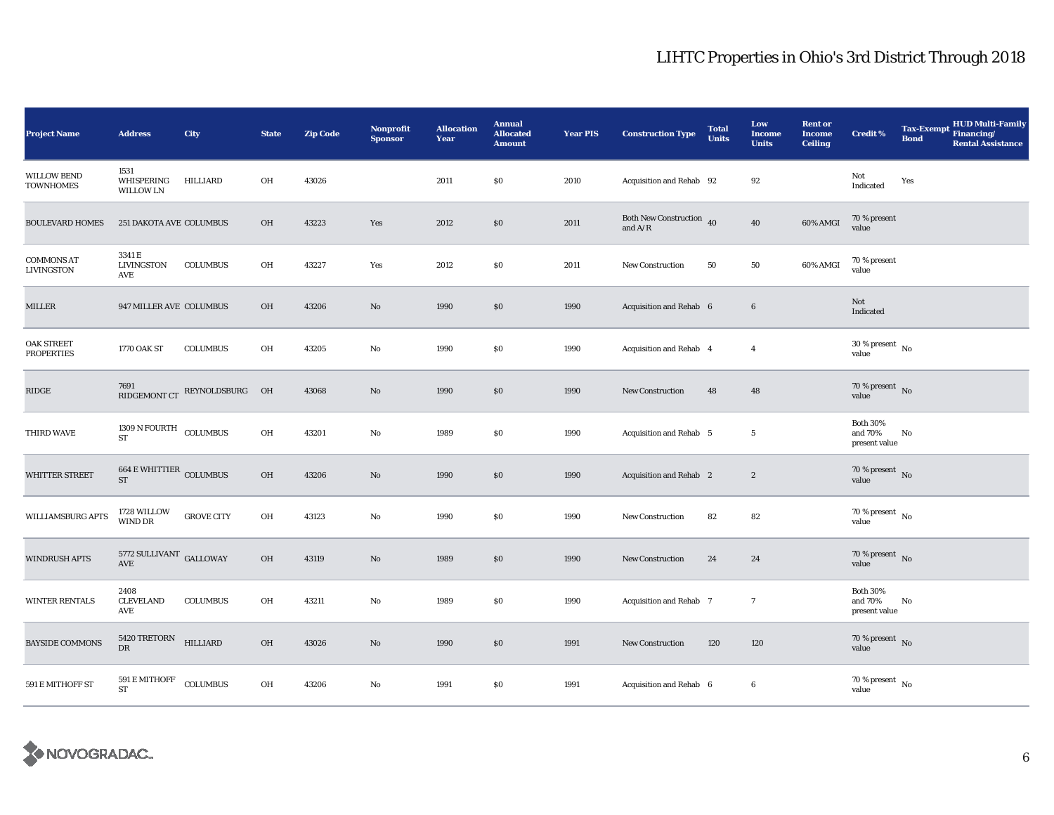## LIHTC Properties in Ohio's 3rd District Through 2018

| Project Name | Address | City | State | Zip Code | Nonprofit Sponsor | Allocation Year | Annual Allocated Amount | Year PIS | Construction Type | Total Units | Low Income Units | Rent or Income Ceiling | Credit % | Tax-Exempt Bond | HUD Multi-Family Financing/ Rental Assistance |
|---|---|---|---|---|---|---|---|---|---|---|---|---|---|---|---|
| WILLOW BEND TOWNHOMES | 1531 WHISPERING WILLOW LN | HILLIARD | OH | 43026 | | 2011 | $0 | 2010 | Acquisition and Rehab | 92 | 92 | | Not Indicated | Yes | |
| BOULEVARD HOMES | 251 DAKOTA AVE | COLUMBUS | OH | 43223 | Yes | 2012 | $0 | 2011 | Both New Construction and A/R | 40 | 40 | 60% AMGI | 70 % present value | | |
| COMMONS AT LIVINGSTON | 3341 E LIVINGSTON AVE | COLUMBUS | OH | 43227 | Yes | 2012 | $0 | 2011 | New Construction | 50 | 50 | 60% AMGI | 70 % present value | | |
| MILLER | 947 MILLER AVE | COLUMBUS | OH | 43206 | No | 1990 | $0 | 1990 | Acquisition and Rehab | 6 | 6 | | Not Indicated | | |
| OAK STREET PROPERTIES | 1770 OAK ST | COLUMBUS | OH | 43205 | No | 1990 | $0 | 1990 | Acquisition and Rehab | 4 | 4 | | 30 % present value | No | |
| RIDGE | 7691 RIDGEMONT CT | REYNOLDSBURG | OH | 43068 | No | 1990 | $0 | 1990 | New Construction | 48 | 48 | | 70 % present value | No | |
| THIRD WAVE | 1309 N FOURTH ST | COLUMBUS | OH | 43201 | No | 1989 | $0 | 1990 | Acquisition and Rehab | 5 | 5 | | Both 30% and 70% present value | No | |
| WHITTER STREET | 664 E WHITTIER ST | COLUMBUS | OH | 43206 | No | 1990 | $0 | 1990 | Acquisition and Rehab | 2 | 2 | | 70 % present value | No | |
| WILLIAMSBURG APTS | 1728 WILLOW WIND DR | GROVE CITY | OH | 43123 | No | 1990 | $0 | 1990 | New Construction | 82 | 82 | | 70 % present value | No | |
| WINDRUSH APTS | 5772 SULLIVANT AVE | GALLOWAY | OH | 43119 | No | 1989 | $0 | 1990 | New Construction | 24 | 24 | | 70 % present value | No | |
| WINTER RENTALS | 2408 CLEVELAND AVE | COLUMBUS | OH | 43211 | No | 1989 | $0 | 1990 | Acquisition and Rehab | 7 | 7 | | Both 30% and 70% present value | No | |
| BAYSIDE COMMONS | 5420 TRETORN DR | HILLIARD | OH | 43026 | No | 1990 | $0 | 1991 | New Construction | 120 | 120 | | 70 % present value | No | |
| 591 E MITHOFF ST | 591 E MITHOFF ST | COLUMBUS | OH | 43206 | No | 1991 | $0 | 1991 | Acquisition and Rehab | 6 | 6 | | 70 % present value | No | |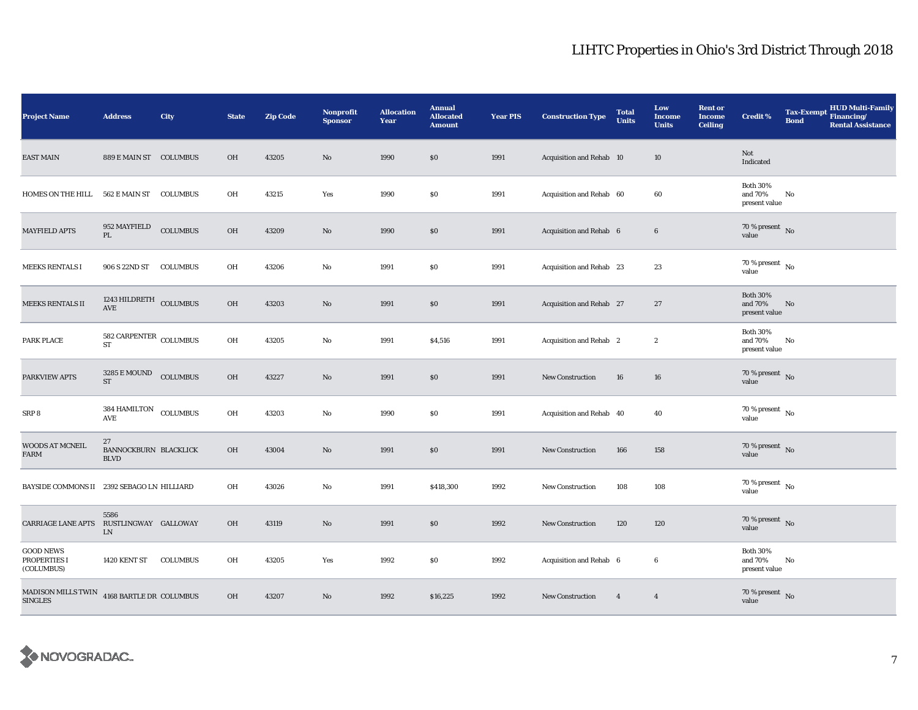# LIHTC Properties in Ohio's 3rd District Through 2018

| Project Name | Address | City | State | Zip Code | Nonprofit Sponsor | Allocation Year | Annual Allocated Amount | Year PIS | Construction Type | Total Units | Low Income Units | Rent or Income Ceiling | Credit % | Tax-Exempt Bond | HUD Multi-Family Financing/ Rental Assistance |
|---|---|---|---|---|---|---|---|---|---|---|---|---|---|---|---|
| EAST MAIN | 889 E MAIN ST | COLUMBUS | OH | 43205 | No | 1990 | $0 | 1991 | Acquisition and Rehab | 10 | 10 | | Not Indicated | | |
| HOMES ON THE HILL | 562 E MAIN ST | COLUMBUS | OH | 43215 | Yes | 1990 | $0 | 1991 | Acquisition and Rehab | 60 | 60 | | Both 30% and 70% present value | No | |
| MAYFIELD APTS | 952 MAYFIELD PL | COLUMBUS | OH | 43209 | No | 1990 | $0 | 1991 | Acquisition and Rehab | 6 | 6 | | 70 % present value | No | |
| MEEKS RENTALS I | 906 S 22ND ST | COLUMBUS | OH | 43206 | No | 1991 | $0 | 1991 | Acquisition and Rehab | 23 | 23 | | 70 % present value | No | |
| MEEKS RENTALS II | 1243 HILDRETH AVE | COLUMBUS | OH | 43203 | No | 1991 | $0 | 1991 | Acquisition and Rehab | 27 | 27 | | Both 30% and 70% present value | No | |
| PARK PLACE | 582 CARPENTER ST | COLUMBUS | OH | 43205 | No | 1991 | $4,516 | 1991 | Acquisition and Rehab | 2 | 2 | | Both 30% and 70% present value | No | |
| PARKVIEW APTS | 3285 E MOUND ST | COLUMBUS | OH | 43227 | No | 1991 | $0 | 1991 | New Construction | 16 | 16 | | 70 % present value | No | |
| SRP 8 | 384 HAMILTON AVE | COLUMBUS | OH | 43203 | No | 1990 | $0 | 1991 | Acquisition and Rehab | 40 | 40 | | 70 % present value | No | |
| WOODS AT MCNEIL FARM | 27 BANNOCKBURN BLVD | BLACKLICK | OH | 43004 | No | 1991 | $0 | 1991 | New Construction | 166 | 158 | | 70 % present value | No | |
| BAYSIDE COMMONS II | 2392 SEBAGO LN | HILLIARD | OH | 43026 | No | 1991 | $418,300 | 1992 | New Construction | 108 | 108 | | 70 % present value | No | |
| CARRIAGE LANE APTS | 5586 RUSTLINGWAY LN | GALLOWAY | OH | 43119 | No | 1991 | $0 | 1992 | New Construction | 120 | 120 | | 70 % present value | No | |
| GOOD NEWS PROPERTIES I (COLUMBUS) | 1420 KENT ST | COLUMBUS | OH | 43205 | Yes | 1992 | $0 | 1992 | Acquisition and Rehab | 6 | 6 | | Both 30% and 70% present value | No | |
| MADISON MILLS TWIN SINGLES | 4168 BARTLE DR | COLUMBUS | OH | 43207 | No | 1992 | $16,225 | 1992 | New Construction | 4 | 4 | | 70 % present value | No | |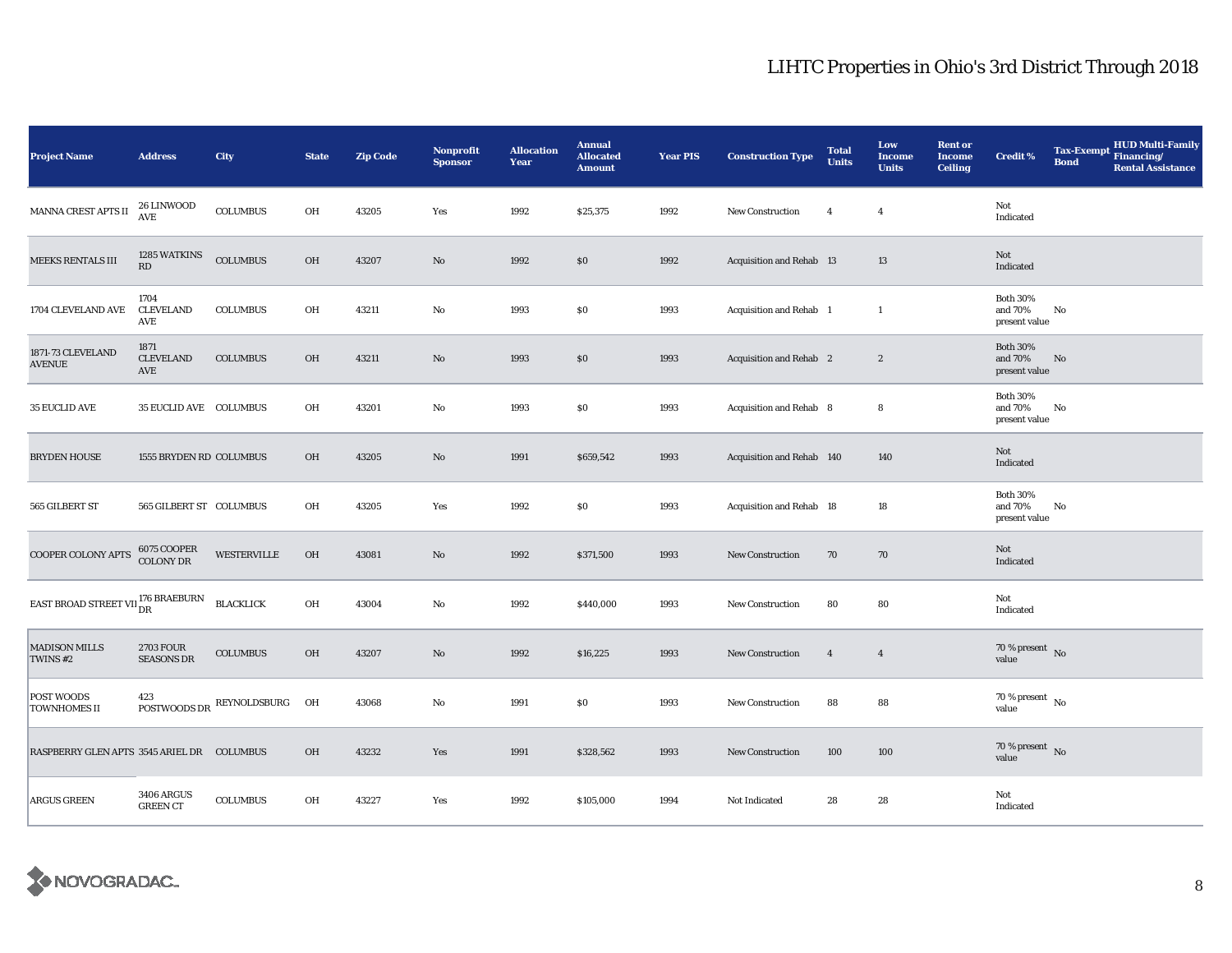# LIHTC Properties in Ohio's 3rd District Through 2018

| Project Name | Address | City | State | Zip Code | Nonprofit Sponsor | Allocation Year | Annual Allocated Amount | Year PIS | Construction Type | Total Units | Low Income Units | Rent or Income Ceiling | Credit % | Tax-Exempt Bond | HUD Multi-Family Financing/ Rental Assistance |
|---|---|---|---|---|---|---|---|---|---|---|---|---|---|---|---|
| MANNA CREST APTS II | 26 LINWOOD AVE | COLUMBUS | OH | 43205 | Yes | 1992 | $25,375 | 1992 | New Construction | 4 | 4 | | Not Indicated | | |
| MEEKS RENTALS III | 1285 WATKINS RD | COLUMBUS | OH | 43207 | No | 1992 | $0 | 1992 | Acquisition and Rehab | 13 | 13 | | Not Indicated | | |
| 1704 CLEVELAND AVE | 1704 CLEVELAND AVE | COLUMBUS | OH | 43211 | No | 1993 | $0 | 1993 | Acquisition and Rehab | 1 | 1 | | Both 30% and 70% present value | No | |
| 1871-73 CLEVELAND AVENUE | 1871 CLEVELAND AVE | COLUMBUS | OH | 43211 | No | 1993 | $0 | 1993 | Acquisition and Rehab | 2 | 2 | | Both 30% and 70% present value | No | |
| 35 EUCLID AVE | 35 EUCLID AVE | COLUMBUS | OH | 43201 | No | 1993 | $0 | 1993 | Acquisition and Rehab | 8 | 8 | | Both 30% and 70% present value | No | |
| BRYDEN HOUSE | 1555 BRYDEN RD | COLUMBUS | OH | 43205 | No | 1991 | $659,542 | 1993 | Acquisition and Rehab | 140 | 140 | | Not Indicated | | |
| 565 GILBERT ST | 565 GILBERT ST | COLUMBUS | OH | 43205 | Yes | 1992 | $0 | 1993 | Acquisition and Rehab | 18 | 18 | | Both 30% and 70% present value | No | |
| COOPER COLONY APTS | 6075 COOPER COLONY DR | WESTERVILLE | OH | 43081 | No | 1992 | $371,500 | 1993 | New Construction | 70 | 70 | | Not Indicated | | |
| EAST BROAD STREET VII | 176 BRAEBURN DR | BLACKLICK | OH | 43004 | No | 1992 | $440,000 | 1993 | New Construction | 80 | 80 | | Not Indicated | | |
| MADISON MILLS TWINS #2 | 2703 FOUR SEASONS DR | COLUMBUS | OH | 43207 | No | 1992 | $16,225 | 1993 | New Construction | 4 | 4 | | 70 % present value | No | |
| POST WOODS TOWNHOMES II | 423 POSTWOODS DR | REYNOLDSBURG | OH | 43068 | No | 1991 | $0 | 1993 | New Construction | 88 | 88 | | 70 % present value | No | |
| RASPBERRY GLEN APTS | 3545 ARIEL DR | COLUMBUS | OH | 43232 | Yes | 1991 | $328,562 | 1993 | New Construction | 100 | 100 | | 70 % present value | No | |
| ARGUS GREEN | 3406 ARGUS GREEN CT | COLUMBUS | OH | 43227 | Yes | 1992 | $105,000 | 1994 | Not Indicated | 28 | 28 | | Not Indicated | | |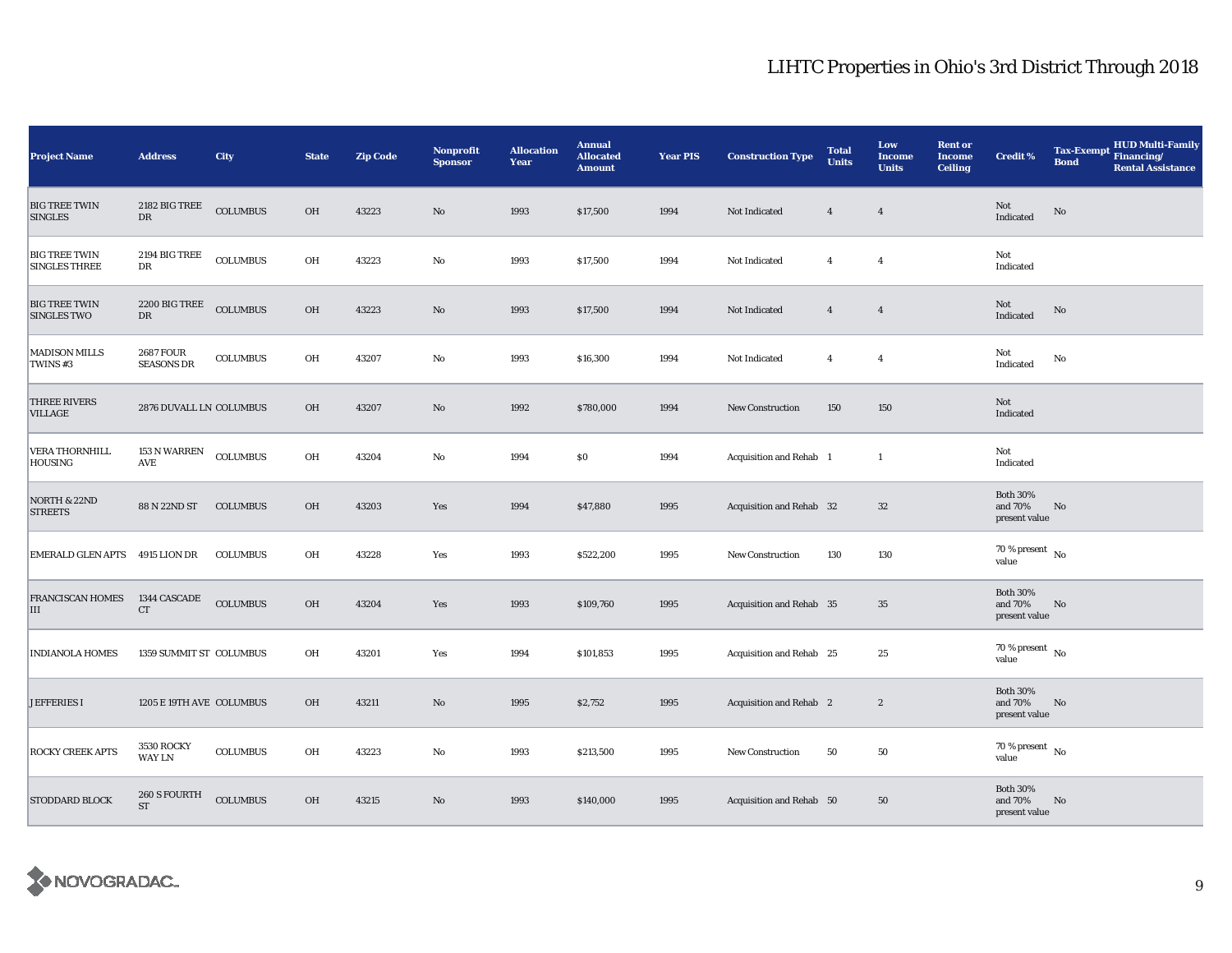# LIHTC Properties in Ohio's 3rd District Through 2018

| Project Name | Address | City | State | Zip Code | Nonprofit Sponsor | Allocation Year | Annual Allocated Amount | Year PIS | Construction Type | Total Units | Low Income Units | Rent or Income Ceiling | Credit % | Tax-Exempt Bond | HUD Multi-Family Financing/ Rental Assistance |
|---|---|---|---|---|---|---|---|---|---|---|---|---|---|---|---|
| BIG TREE TWIN SINGLES | 2182 BIG TREE DR | COLUMBUS | OH | 43223 | No | 1993 | $17,500 | 1994 | Not Indicated | 4 | 4 | | Not Indicated | No | |
| BIG TREE TWIN SINGLES THREE | 2194 BIG TREE DR | COLUMBUS | OH | 43223 | No | 1993 | $17,500 | 1994 | Not Indicated | 4 | 4 | | Not Indicated | | |
| BIG TREE TWIN SINGLES TWO | 2200 BIG TREE DR | COLUMBUS | OH | 43223 | No | 1993 | $17,500 | 1994 | Not Indicated | 4 | 4 | | Not Indicated | No | |
| MADISON MILLS TWINS #3 | 2687 FOUR SEASONS DR | COLUMBUS | OH | 43207 | No | 1993 | $16,300 | 1994 | Not Indicated | 4 | 4 | | Not Indicated | No | |
| THREE RIVERS VILLAGE | 2876 DUVALL LN | COLUMBUS | OH | 43207 | No | 1992 | $780,000 | 1994 | New Construction | 150 | 150 | | Not Indicated | | |
| VERA THORNHILL HOUSING | 153 N WARREN AVE | COLUMBUS | OH | 43204 | No | 1994 | $0 | 1994 | Acquisition and Rehab | 1 | 1 | | Not Indicated | | |
| NORTH & 22ND STREETS | 88 N 22ND ST | COLUMBUS | OH | 43203 | Yes | 1994 | $47,880 | 1995 | Acquisition and Rehab | 32 | 32 | | Both 30% and 70% present value | No | |
| EMERALD GLEN APTS | 4915 LION DR | COLUMBUS | OH | 43228 | Yes | 1993 | $522,200 | 1995 | New Construction | 130 | 130 | | 70 % present value | No | |
| FRANCISCAN HOMES III | 1344 CASCADE CT | COLUMBUS | OH | 43204 | Yes | 1993 | $109,760 | 1995 | Acquisition and Rehab | 35 | 35 | | Both 30% and 70% present value | No | |
| INDIANOLA HOMES | 1359 SUMMIT ST | COLUMBUS | OH | 43201 | Yes | 1994 | $101,853 | 1995 | Acquisition and Rehab | 25 | 25 | | 70 % present value | No | |
| JEFFERIES I | 1205 E 19TH AVE | COLUMBUS | OH | 43211 | No | 1995 | $2,752 | 1995 | Acquisition and Rehab | 2 | 2 | | Both 30% and 70% present value | No | |
| ROCKY CREEK APTS | 3530 ROCKY WAY LN | COLUMBUS | OH | 43223 | No | 1993 | $213,500 | 1995 | New Construction | 50 | 50 | | 70 % present value | No | |
| STODDARD BLOCK | 260 S FOURTH ST | COLUMBUS | OH | 43215 | No | 1993 | $140,000 | 1995 | Acquisition and Rehab | 50 | 50 | | Both 30% and 70% present value | No | |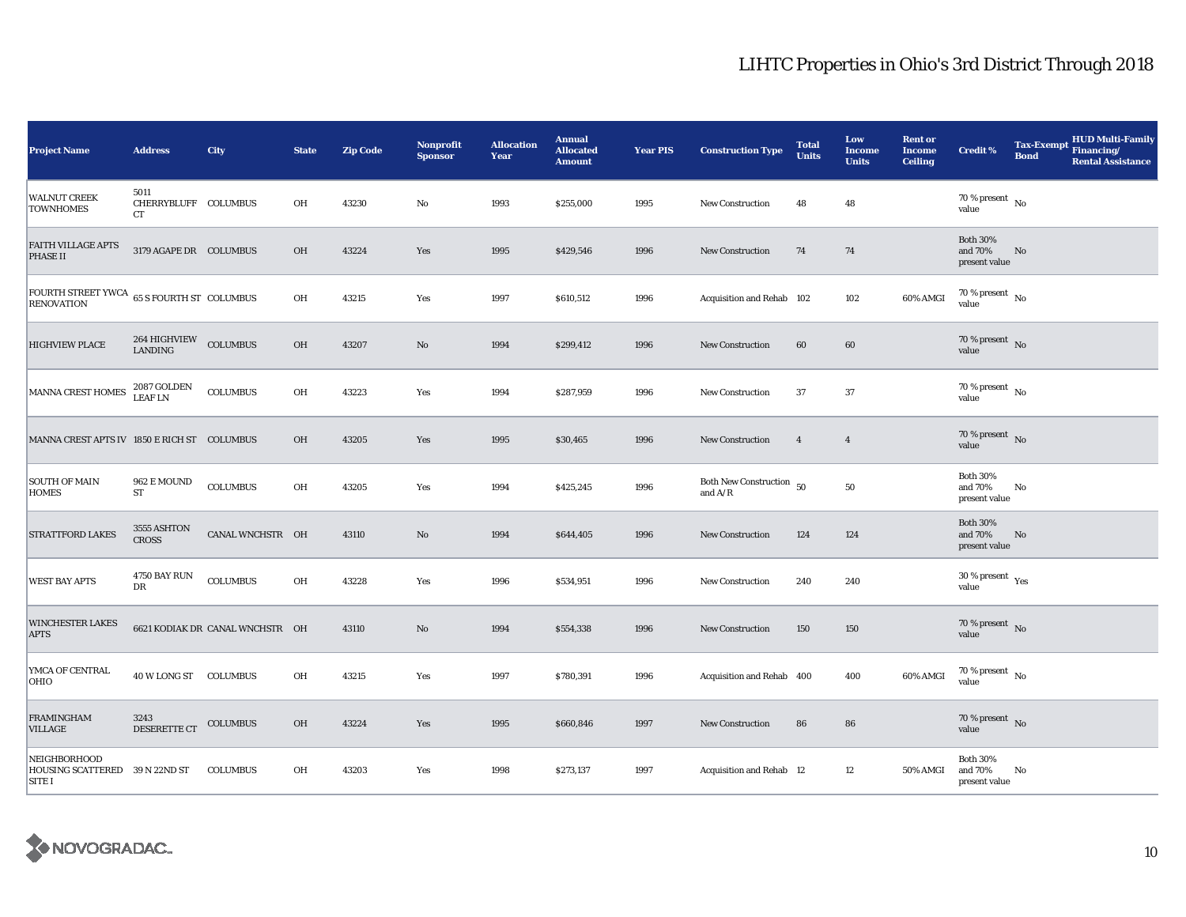# LIHTC Properties in Ohio's 3rd District Through 2018

| Project Name | Address | City | State | Zip Code | Nonprofit Sponsor | Allocation Year | Annual Allocated Amount | Year PIS | Construction Type | Total Units | Low Income Units | Rent or Income Ceiling | Credit % | Tax-Exempt Bond | HUD Multi-Family Financing/ Rental Assistance |
|---|---|---|---|---|---|---|---|---|---|---|---|---|---|---|---|
| WALNUT CREEK TOWNHOMES | 5011 CHERRYBLUFF CT | COLUMBUS | OH | 43230 | No | 1993 | $255,000 | 1995 | New Construction | 48 | 48 | | 70 % present value | No | |
| FAITH VILLAGE APTS PHASE II | 3179 AGAPE DR | COLUMBUS | OH | 43224 | Yes | 1995 | $429,546 | 1996 | New Construction | 74 | 74 | | Both 30% and 70% present value | No | |
| FOURTH STREET YWCA RENOVATION | 65 S FOURTH ST | COLUMBUS | OH | 43215 | Yes | 1997 | $610,512 | 1996 | Acquisition and Rehab | 102 | 102 | 60% AMGI | 70 % present value | No | |
| HIGHVIEW PLACE | 264 HIGHVIEW LANDING | COLUMBUS | OH | 43207 | No | 1994 | $299,412 | 1996 | New Construction | 60 | 60 | | 70 % present value | No | |
| MANNA CREST HOMES | 2087 GOLDEN LEAF LN | COLUMBUS | OH | 43223 | Yes | 1994 | $287,959 | 1996 | New Construction | 37 | 37 | | 70 % present value | No | |
| MANNA CREST APTS IV | 1850 E RICH ST | COLUMBUS | OH | 43205 | Yes | 1995 | $30,465 | 1996 | New Construction | 4 | 4 | | 70 % present value | No | |
| SOUTH OF MAIN HOMES | 962 E MOUND ST | COLUMBUS | OH | 43205 | Yes | 1994 | $425,245 | 1996 | Both New Construction and A/R | 50 | 50 | | Both 30% and 70% present value | No | |
| STRATTFORD LAKES | 3555 ASHTON CROSS | CANAL WNCHSTR | OH | 43110 | No | 1994 | $644,405 | 1996 | New Construction | 124 | 124 | | Both 30% and 70% present value | No | |
| WEST BAY APTS | 4750 BAY RUN DR | COLUMBUS | OH | 43228 | Yes | 1996 | $534,951 | 1996 | New Construction | 240 | 240 | | 30 % present value | Yes | |
| WINCHESTER LAKES APTS | 6621 KODIAK DR | CANAL WNCHSTR | OH | 43110 | No | 1994 | $554,338 | 1996 | New Construction | 150 | 150 | | 70 % present value | No | |
| YMCA OF CENTRAL OHIO | 40 W LONG ST | COLUMBUS | OH | 43215 | Yes | 1997 | $780,391 | 1996 | Acquisition and Rehab | 400 | 400 | 60% AMGI | 70 % present value | No | |
| FRAMINGHAM VILLAGE | 3243 DESERETTE CT | COLUMBUS | OH | 43224 | Yes | 1995 | $660,846 | 1997 | New Construction | 86 | 86 | | 70 % present value | No | |
| NEIGHBORHOOD HOUSING SCATTERED SITE I | 39 N 22ND ST | COLUMBUS | OH | 43203 | Yes | 1998 | $273,137 | 1997 | Acquisition and Rehab | 12 | 12 | 50% AMGI | Both 30% and 70% present value | No | |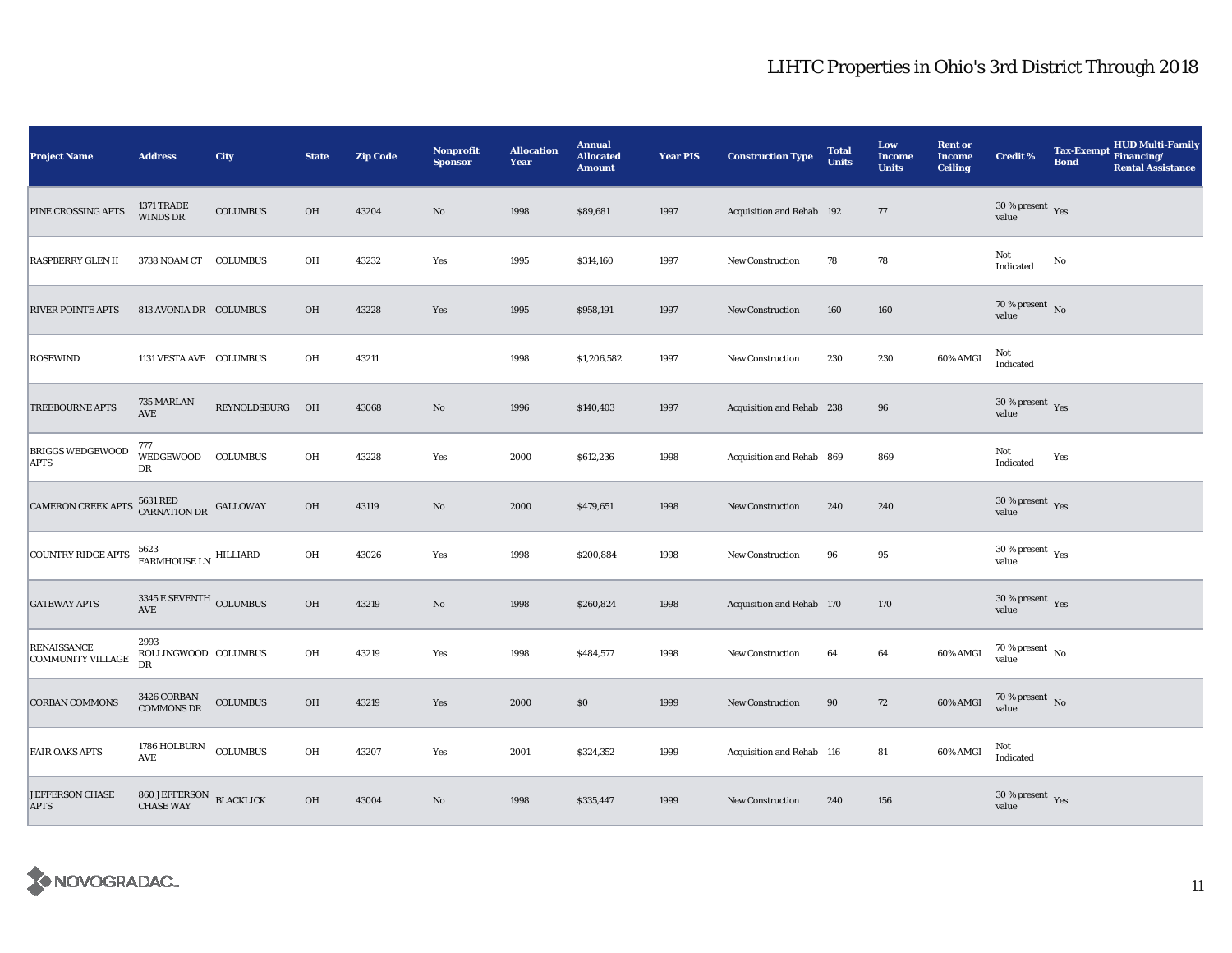# LIHTC Properties in Ohio's 3rd District Through 2018

| Project Name | Address | City | State | Zip Code | Nonprofit Sponsor | Allocation Year | Annual Allocated Amount | Year PIS | Construction Type | Total Units | Low Income Units | Rent or Income Ceiling | Credit % | Tax-Exempt Bond | HUD Multi-Family Financing/ Rental Assistance |
|---|---|---|---|---|---|---|---|---|---|---|---|---|---|---|---|
| PINE CROSSING APTS | 1371 TRADE WINDS DR | COLUMBUS | OH | 43204 | No | 1998 | $89,681 | 1997 | Acquisition and Rehab | 192 | 77 | | 30 % present value | Yes | |
| RASPBERRY GLEN II | 3738 NOAM CT | COLUMBUS | OH | 43232 | Yes | 1995 | $314,160 | 1997 | New Construction | 78 | 78 | | Not Indicated | No | |
| RIVER POINTE APTS | 813 AVONIA DR | COLUMBUS | OH | 43228 | Yes | 1995 | $958,191 | 1997 | New Construction | 160 | 160 | | 70 % present value | No | |
| ROSEWIND | 1131 VESTA AVE | COLUMBUS | OH | 43211 | | 1998 | $1,206,582 | 1997 | New Construction | 230 | 230 | 60% AMGI | Not Indicated | | |
| TREEBOURNE APTS | 735 MARLAN AVE | REYNOLDSBURG | OH | 43068 | No | 1996 | $140,403 | 1997 | Acquisition and Rehab | 238 | 96 | | 30 % present value | Yes | |
| BRIGGS WEDGEWOOD APTS | 777 WEDGEWOOD DR | COLUMBUS | OH | 43228 | Yes | 2000 | $612,236 | 1998 | Acquisition and Rehab | 869 | 869 | | Not Indicated | Yes | |
| CAMERON CREEK APTS | 5631 RED CARNATION DR | GALLOWAY | OH | 43119 | No | 2000 | $479,651 | 1998 | New Construction | 240 | 240 | | 30 % present value | Yes | |
| COUNTRY RIDGE APTS | 5623 FARMHOUSE LN | HILLIARD | OH | 43026 | Yes | 1998 | $200,884 | 1998 | New Construction | 96 | 95 | | 30 % present value | Yes | |
| GATEWAY APTS | 3345 E SEVENTH AVE | COLUMBUS | OH | 43219 | No | 1998 | $260,824 | 1998 | Acquisition and Rehab | 170 | 170 | | 30 % present value | Yes | |
| RENAISSANCE COMMUNITY VILLAGE | 2993 ROLLINGWOOD DR | COLUMBUS | OH | 43219 | Yes | 1998 | $484,577 | 1998 | New Construction | 64 | 64 | 60% AMGI | 70 % present value | No | |
| CORBAN COMMONS | 3426 CORBAN COMMONS DR | COLUMBUS | OH | 43219 | Yes | 2000 | $0 | 1999 | New Construction | 90 | 72 | 60% AMGI | 70 % present value | No | |
| FAIR OAKS APTS | 1786 HOLBURN AVE | COLUMBUS | OH | 43207 | Yes | 2001 | $324,352 | 1999 | Acquisition and Rehab | 116 | 81 | 60% AMGI | Not Indicated | | |
| JEFFERSON CHASE APTS | 860 JEFFERSON CHASE WAY | BLACKLICK | OH | 43004 | No | 1998 | $335,447 | 1999 | New Construction | 240 | 156 | | 30 % present value | Yes | |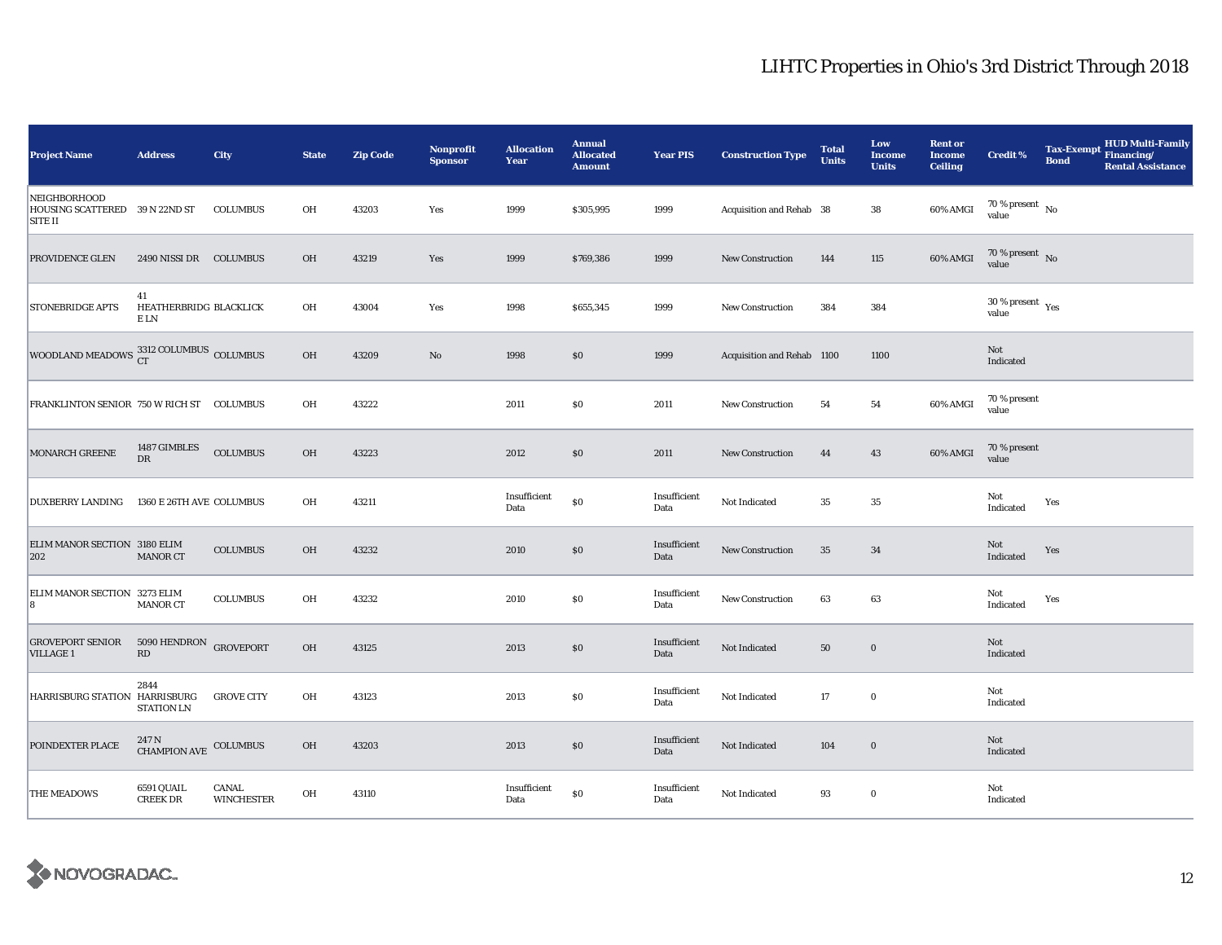# LIHTC Properties in Ohio's 3rd District Through 2018

| Project Name | Address | City | State | Zip Code | Nonprofit Sponsor | Allocation Year | Annual Allocated Amount | Year PIS | Construction Type | Total Units | Low Income Units | Rent or Income Ceiling | Credit % | Tax-Exempt Bond | HUD Multi-Family Financing/ Rental Assistance |
|---|---|---|---|---|---|---|---|---|---|---|---|---|---|---|---|
| NEIGHBORHOOD HOUSING SCATTERED SITE II | 39 N 22ND ST | COLUMBUS | OH | 43203 | Yes | 1999 | $305,995 | 1999 | Acquisition and Rehab | 38 | 38 | 60% AMGI | 70 % present value | No | |
| PROVIDENCE GLEN | 2490 NISSI DR | COLUMBUS | OH | 43219 | Yes | 1999 | $769,386 | 1999 | New Construction | 144 | 115 | 60% AMGI | 70 % present value | No | |
| STONEBRIDGE APTS | 41 HEATHERBRIDGE LN | BLACKLICK | OH | 43004 | Yes | 1998 | $655,345 | 1999 | New Construction | 384 | 384 | | 30 % present value | Yes | |
| WOODLAND MEADOWS | 3312 COLUMBUS CT | COLUMBUS | OH | 43209 | No | 1998 | $0 | 1999 | Acquisition and Rehab | 1100 | 1100 | | Not Indicated | | |
| FRANKLINTON SENIOR | 750 W RICH ST | COLUMBUS | OH | 43222 | | 2011 | $0 | 2011 | New Construction | 54 | 54 | 60% AMGI | 70 % present value | | |
| MONARCH GREENE | 1487 GIMBLES DR | COLUMBUS | OH | 43223 | | 2012 | $0 | 2011 | New Construction | 44 | 43 | 60% AMGI | 70 % present value | | |
| DUXBERRY LANDING | 1360 E 26TH AVE | COLUMBUS | OH | 43211 | | Insufficient Data | $0 | Insufficient Data | Not Indicated | 35 | 35 | | Not Indicated | Yes | |
| ELIM MANOR SECTION 202 | 3180 ELIM MANOR CT | COLUMBUS | OH | 43232 | | 2010 | $0 | Insufficient Data | New Construction | 35 | 34 | | Not Indicated | Yes | |
| ELIM MANOR SECTION 8 | 3273 ELIM MANOR CT | COLUMBUS | OH | 43232 | | 2010 | $0 | Insufficient Data | New Construction | 63 | 63 | | Not Indicated | Yes | |
| GROVEPORT SENIOR VILLAGE 1 | 5090 HENDRON RD | GROVEPORT | OH | 43125 | | 2013 | $0 | Insufficient Data | Not Indicated | 50 | 0 | | Not Indicated | | |
| HARRISBURG STATION | 2844 HARRISBURG STATION LN | GROVE CITY | OH | 43123 | | 2013 | $0 | Insufficient Data | Not Indicated | 17 | 0 | | Not Indicated | | |
| POINDEXTER PLACE | 247 N CHAMPION AVE | COLUMBUS | OH | 43203 | | 2013 | $0 | Insufficient Data | Not Indicated | 104 | 0 | | Not Indicated | | |
| THE MEADOWS | 6591 QUAIL CREEK DR | CANAL WINCHESTER | OH | 43110 | | Insufficient Data | $0 | Insufficient Data | Not Indicated | 93 | 0 | | Not Indicated | | |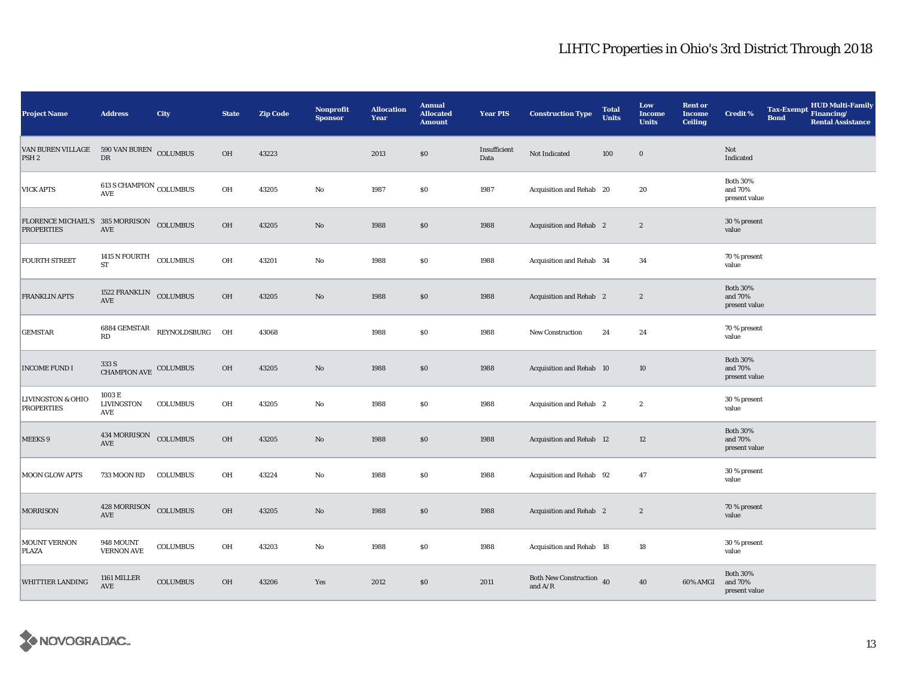# LIHTC Properties in Ohio's 3rd District Through 2018

| Project Name | Address | City | State | Zip Code | Nonprofit Sponsor | Allocation Year | Annual Allocated Amount | Year PIS | Construction Type | Total Units | Low Income Units | Rent or Income Ceiling | Credit % | Tax-Exempt Bond | HUD Multi-Family Financing/ Rental Assistance |
|---|---|---|---|---|---|---|---|---|---|---|---|---|---|---|---|
| VAN BUREN VILLAGE PSH 2 | 590 VAN BUREN DR | COLUMBUS | OH | 43223 | | 2013 | $0 | Insufficient Data | Not Indicated | 100 | 0 | | Not Indicated | | |
| VICK APTS | 613 S CHAMPION AVE | COLUMBUS | OH | 43205 | No | 1987 | $0 | 1987 | Acquisition and Rehab | 20 | 20 | | Both 30% and 70% present value | | |
| FLORENCE MICHAEL'S PROPERTIES | 385 MORRISON AVE | COLUMBUS | OH | 43205 | No | 1988 | $0 | 1988 | Acquisition and Rehab | 2 | 2 | | 30 % present value | | |
| FOURTH STREET | 1415 N FOURTH ST | COLUMBUS | OH | 43201 | No | 1988 | $0 | 1988 | Acquisition and Rehab | 34 | 34 | | 70 % present value | | |
| FRANKLIN APTS | 1522 FRANKLIN AVE | COLUMBUS | OH | 43205 | No | 1988 | $0 | 1988 | Acquisition and Rehab | 2 | 2 | | Both 30% and 70% present value | | |
| GEMSTAR | 6884 GEMSTAR RD | REYNOLDSBURG | OH | 43068 | | 1988 | $0 | 1988 | New Construction | 24 | 24 | | 70 % present value | | |
| INCOME FUND I | 333 S CHAMPION AVE | COLUMBUS | OH | 43205 | No | 1988 | $0 | 1988 | Acquisition and Rehab | 10 | 10 | | Both 30% and 70% present value | | |
| LIVINGSTON & OHIO PROPERTIES | 1003 E LIVINGSTON AVE | COLUMBUS | OH | 43205 | No | 1988 | $0 | 1988 | Acquisition and Rehab | 2 | 2 | | 30 % present value | | |
| MEEKS 9 | 434 MORRISON AVE | COLUMBUS | OH | 43205 | No | 1988 | $0 | 1988 | Acquisition and Rehab | 12 | 12 | | Both 30% and 70% present value | | |
| MOON GLOW APTS | 733 MOON RD | COLUMBUS | OH | 43224 | No | 1988 | $0 | 1988 | Acquisition and Rehab | 92 | 47 | | 30 % present value | | |
| MORRISON | 428 MORRISON AVE | COLUMBUS | OH | 43205 | No | 1988 | $0 | 1988 | Acquisition and Rehab | 2 | 2 | | 70 % present value | | |
| MOUNT VERNON PLAZA | 948 MOUNT VERNON AVE | COLUMBUS | OH | 43203 | No | 1988 | $0 | 1988 | Acquisition and Rehab | 18 | 18 | | 30 % present value | | |
| WHITTIER LANDING | 1161 MILLER AVE | COLUMBUS | OH | 43206 | Yes | 2012 | $0 | 2011 | Both New Construction and A/R | 40 | 40 | 60% AMGI | Both 30% and 70% present value | | |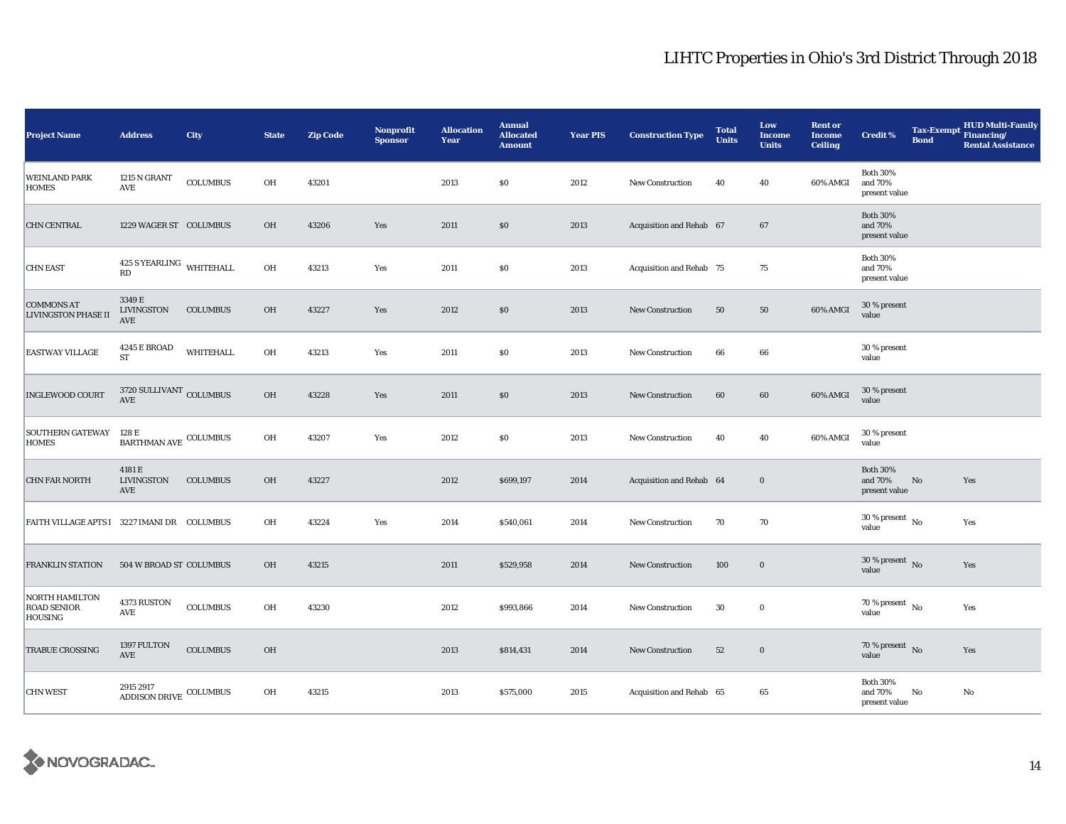# LIHTC Properties in Ohio's 3rd District Through 2018

| Project Name | Address | City | State | Zip Code | Nonprofit Sponsor | Allocation Year | Annual Allocated Amount | Year PIS | Construction Type | Total Units | Low Income Units | Rent or Income Ceiling | Credit % | Tax-Exempt Bond | HUD Multi-Family Financing/ Rental Assistance |
|---|---|---|---|---|---|---|---|---|---|---|---|---|---|---|---|
| WEINLAND PARK HOMES | 1215 N GRANT AVE | COLUMBUS | OH | 43201 | | 2013 | $0 | 2012 | New Construction | 40 | 40 | 60% AMGI | Both 30% and 70% present value | | |
| CHN CENTRAL | 1229 WAGER ST | COLUMBUS | OH | 43206 | Yes | 2011 | $0 | 2013 | Acquisition and Rehab | 67 | 67 | | Both 30% and 70% present value | | |
| CHN EAST | 425 S YEARLING RD | WHITEHALL | OH | 43213 | Yes | 2011 | $0 | 2013 | Acquisition and Rehab | 75 | 75 | | Both 30% and 70% present value | | |
| COMMONS AT LIVINGSTON PHASE II | 3349 E LIVINGSTON AVE | COLUMBUS | OH | 43227 | Yes | 2012 | $0 | 2013 | New Construction | 50 | 50 | 60% AMGI | 30 % present value | | |
| EASTWAY VILLAGE | 4245 E BROAD ST | WHITEHALL | OH | 43213 | Yes | 2011 | $0 | 2013 | New Construction | 66 | 66 | | 30 % present value | | |
| INGLEWOOD COURT | 3720 SULLIVANT AVE | COLUMBUS | OH | 43228 | Yes | 2011 | $0 | 2013 | New Construction | 60 | 60 | 60% AMGI | 30 % present value | | |
| SOUTHERN GATEWAY HOMES | 128 E BARTHMAN AVE | COLUMBUS | OH | 43207 | Yes | 2012 | $0 | 2013 | New Construction | 40 | 40 | 60% AMGI | 30 % present value | | |
| CHN FAR NORTH | 4181 E LIVINGSTON AVE | COLUMBUS | OH | 43227 | | 2012 | $699,197 | 2014 | Acquisition and Rehab | 64 | 0 | | Both 30% and 70% present value | No | Yes |
| FAITH VILLAGE APTS I | 3227 IMANI DR | COLUMBUS | OH | 43224 | Yes | 2014 | $540,061 | 2014 | New Construction | 70 | 70 | | 30 % present value | No | Yes |
| FRANKLIN STATION | 504 W BROAD ST | COLUMBUS | OH | 43215 | | 2011 | $529,958 | 2014 | New Construction | 100 | 0 | | 30 % present value | No | Yes |
| NORTH HAMILTON ROAD SENIOR HOUSING | 4373 RUSTON AVE | COLUMBUS | OH | 43230 | | 2012 | $993,866 | 2014 | New Construction | 30 | 0 | | 70 % present value | No | Yes |
| TRABUE CROSSING | 1397 FULTON AVE | COLUMBUS | OH | | | 2013 | $814,431 | 2014 | New Construction | 52 | 0 | | 70 % present value | No | Yes |
| CHN WEST | 2915 2917 ADDISON DRIVE | COLUMBUS | OH | 43215 | | 2013 | $575,000 | 2015 | Acquisition and Rehab | 65 | 65 | | Both 30% and 70% present value | No | No |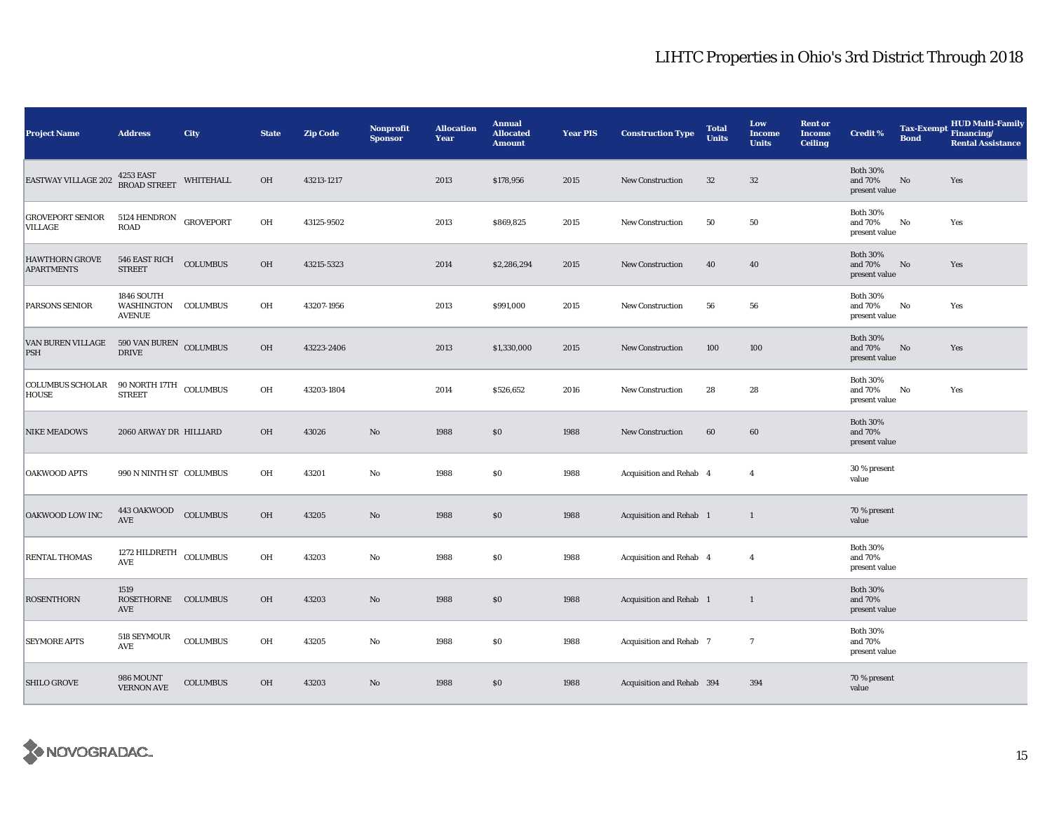# LIHTC Properties in Ohio's 3rd District Through 2018

| Project Name | Address | City | State | Zip Code | Nonprofit Sponsor | Allocation Year | Annual Allocated Amount | Year PIS | Construction Type | Total Units | Low Income Units | Rent or Income Ceiling | Credit % | Tax-Exempt Bond | HUD Multi-Family Financing/ Rental Assistance |
|---|---|---|---|---|---|---|---|---|---|---|---|---|---|---|---|
| EASTWAY VILLAGE 202 | 4253 EAST BROAD STREET | WHITEHALL | OH | 43213-1217 | | 2013 | $178,956 | 2015 | New Construction | 32 | 32 | | Both 30% and 70% present value | No | Yes |
| GROVEPORT SENIOR VILLAGE | 5124 HENDRON ROAD | GROVEPORT | OH | 43125-9502 | | 2013 | $869,825 | 2015 | New Construction | 50 | 50 | | Both 30% and 70% present value | No | Yes |
| HAWTHORN GROVE APARTMENTS | 546 EAST RICH STREET | COLUMBUS | OH | 43215-5323 | | 2014 | $2,286,294 | 2015 | New Construction | 40 | 40 | | Both 30% and 70% present value | No | Yes |
| PARSONS SENIOR | 1846 SOUTH WASHINGTON AVENUE | COLUMBUS | OH | 43207-1956 | | 2013 | $991,000 | 2015 | New Construction | 56 | 56 | | Both 30% and 70% present value | No | Yes |
| VAN BUREN VILLAGE PSH | 590 VAN BUREN DRIVE | COLUMBUS | OH | 43223-2406 | | 2013 | $1,330,000 | 2015 | New Construction | 100 | 100 | | Both 30% and 70% present value | No | Yes |
| COLUMBUS SCHOLAR HOUSE | 90 NORTH 17TH STREET | COLUMBUS | OH | 43203-1804 | | 2014 | $526,652 | 2016 | New Construction | 28 | 28 | | Both 30% and 70% present value | No | Yes |
| NIKE MEADOWS | 2060 ARWAY DR | HILLIARD | OH | 43026 | No | 1988 | $0 | 1988 | New Construction | 60 | 60 | | Both 30% and 70% present value | | |
| OAKWOOD APTS | 990 N NINTH ST | COLUMBUS | OH | 43201 | No | 1988 | $0 | 1988 | Acquisition and Rehab | 4 | 4 | | 30 % present value | | |
| OAKWOOD LOW INC | 443 OAKWOOD AVE | COLUMBUS | OH | 43205 | No | 1988 | $0 | 1988 | Acquisition and Rehab | 1 | 1 | | 70 % present value | | |
| RENTAL THOMAS | 1272 HILDRETH AVE | COLUMBUS | OH | 43203 | No | 1988 | $0 | 1988 | Acquisition and Rehab | 4 | 4 | | Both 30% and 70% present value | | |
| ROSENTHORN | 1519 ROSETHORNE AVE | COLUMBUS | OH | 43203 | No | 1988 | $0 | 1988 | Acquisition and Rehab | 1 | 1 | | Both 30% and 70% present value | | |
| SEYMORE APTS | 518 SEYMOUR AVE | COLUMBUS | OH | 43205 | No | 1988 | $0 | 1988 | Acquisition and Rehab | 7 | 7 | | Both 30% and 70% present value | | |
| SHILO GROVE | 986 MOUNT VERNON AVE | COLUMBUS | OH | 43203 | No | 1988 | $0 | 1988 | Acquisition and Rehab | 394 | 394 | | 70 % present value | | |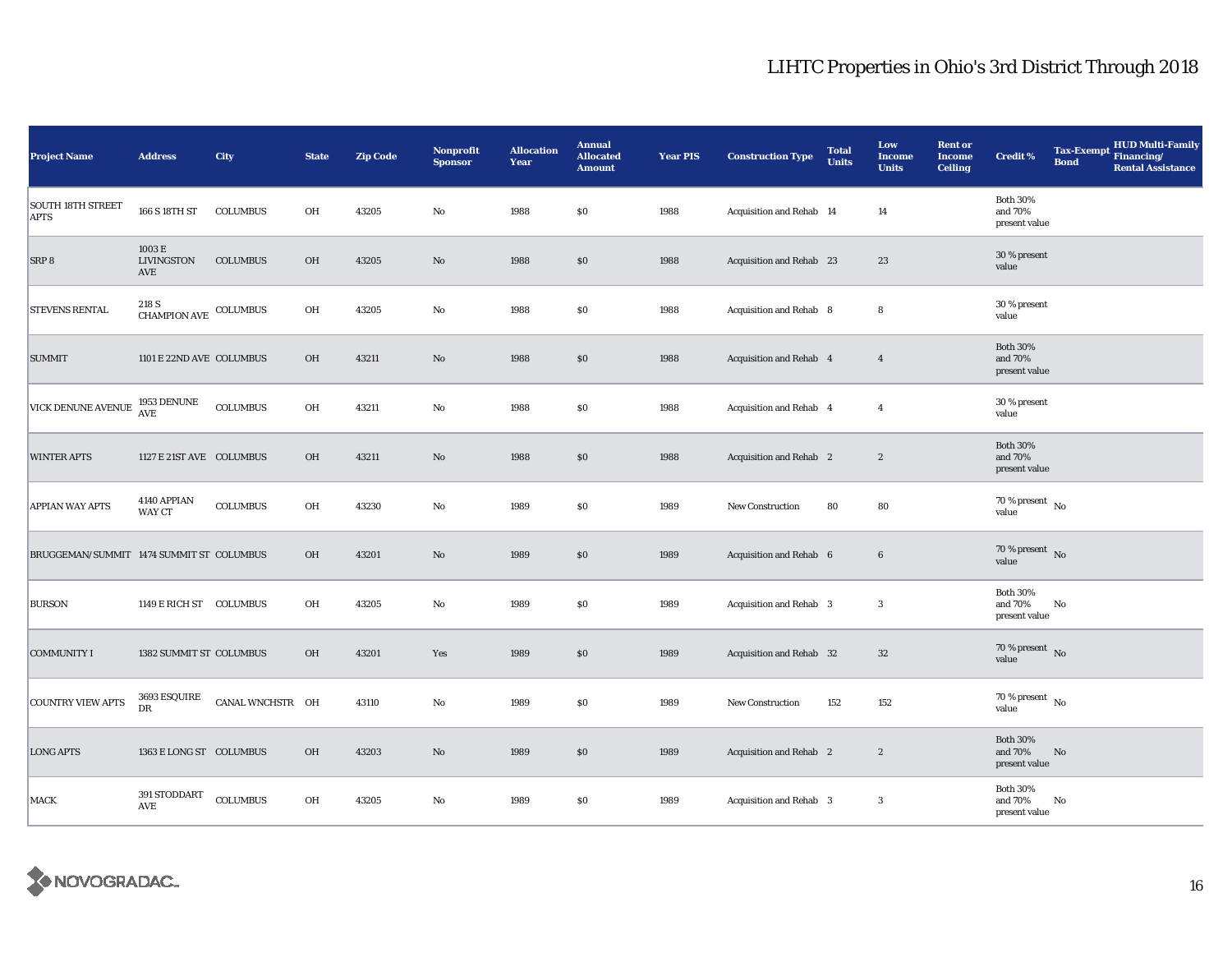# LIHTC Properties in Ohio's 3rd District Through 2018

| Project Name | Address | City | State | Zip Code | Nonprofit Sponsor | Allocation Year | Annual Allocated Amount | Year PIS | Construction Type | Total Units | Low Income Units | Rent or Income Ceiling | Credit % | Tax-Exempt Bond | HUD Multi-Family Financing/ Rental Assistance |
|---|---|---|---|---|---|---|---|---|---|---|---|---|---|---|---|
| SOUTH 18TH STREET APTS | 166 S 18TH ST | COLUMBUS | OH | 43205 | No | 1988 | $0 | 1988 | Acquisition and Rehab | 14 | 14 | | Both 30% and 70% present value | | |
| SRP 8 | 1003 E LIVINGSTON AVE | COLUMBUS | OH | 43205 | No | 1988 | $0 | 1988 | Acquisition and Rehab | 23 | 23 | | 30 % present value | | |
| STEVENS RENTAL | 218 S CHAMPION AVE | COLUMBUS | OH | 43205 | No | 1988 | $0 | 1988 | Acquisition and Rehab | 8 | 8 | | 30 % present value | | |
| SUMMIT | 1101 E 22ND AVE | COLUMBUS | OH | 43211 | No | 1988 | $0 | 1988 | Acquisition and Rehab | 4 | 4 | | Both 30% and 70% present value | | |
| VICK DENUNE AVENUE | 1953 DENUNE AVE | COLUMBUS | OH | 43211 | No | 1988 | $0 | 1988 | Acquisition and Rehab | 4 | 4 | | 30 % present value | | |
| WINTER APTS | 1127 E 21ST AVE | COLUMBUS | OH | 43211 | No | 1988 | $0 | 1988 | Acquisition and Rehab | 2 | 2 | | Both 30% and 70% present value | | |
| APPIAN WAY APTS | 4140 APPIAN WAY CT | COLUMBUS | OH | 43230 | No | 1989 | $0 | 1989 | New Construction | 80 | 80 | | 70 % present value | No | |
| BRUGGEMAN/SUMMIT | 1474 SUMMIT ST | COLUMBUS | OH | 43201 | No | 1989 | $0 | 1989 | Acquisition and Rehab | 6 | 6 | | 70 % present value | No | |
| BURSON | 1149 E RICH ST | COLUMBUS | OH | 43205 | No | 1989 | $0 | 1989 | Acquisition and Rehab | 3 | 3 | | Both 30% and 70% present value | No | |
| COMMUNITY I | 1382 SUMMIT ST | COLUMBUS | OH | 43201 | Yes | 1989 | $0 | 1989 | Acquisition and Rehab | 32 | 32 | | 70 % present value | No | |
| COUNTRY VIEW APTS | 3693 ESQUIRE DR | CANAL WNCHSTR | OH | 43110 | No | 1989 | $0 | 1989 | New Construction | 152 | 152 | | 70 % present value | No | |
| LONG APTS | 1363 E LONG ST | COLUMBUS | OH | 43203 | No | 1989 | $0 | 1989 | Acquisition and Rehab | 2 | 2 | | Both 30% and 70% present value | No | |
| MACK | 391 STODDART AVE | COLUMBUS | OH | 43205 | No | 1989 | $0 | 1989 | Acquisition and Rehab | 3 | 3 | | Both 30% and 70% present value | No | |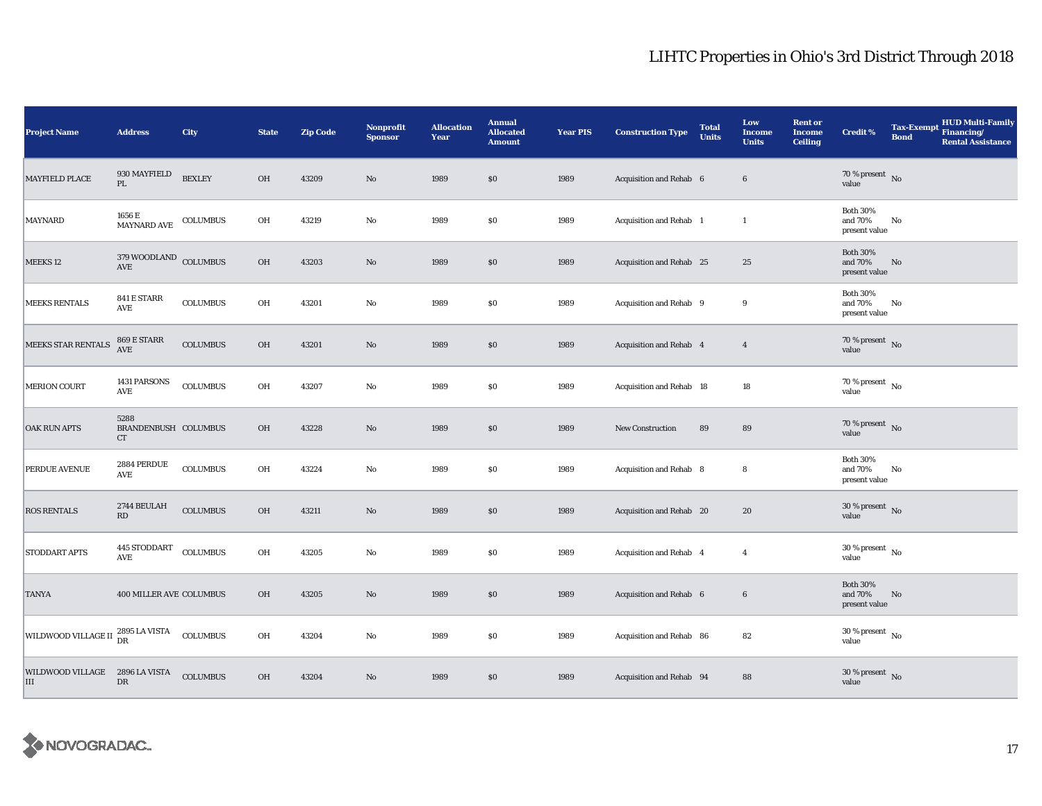# LIHTC Properties in Ohio's 3rd District Through 2018

| Project Name | Address | City | State | Zip Code | Nonprofit Sponsor | Allocation Year | Annual Allocated Amount | Year PIS | Construction Type | Total Units | Low Income Units | Rent or Income Ceiling | Credit % | Tax-Exempt Bond | HUD Multi-Family Financing/ Rental Assistance |
|---|---|---|---|---|---|---|---|---|---|---|---|---|---|---|---|
| MAYFIELD PLACE | 930 MAYFIELD PL | BEXLEY | OH | 43209 | No | 1989 | $0 | 1989 | Acquisition and Rehab | 6 | 6 | | 70 % present value | No | |
| MAYNARD | 1656 E MAYNARD AVE | COLUMBUS | OH | 43219 | No | 1989 | $0 | 1989 | Acquisition and Rehab | 1 | 1 | | Both 30% and 70% present value | No | |
| MEEKS 12 | 379 WOODLAND AVE | COLUMBUS | OH | 43203 | No | 1989 | $0 | 1989 | Acquisition and Rehab | 25 | 25 | | Both 30% and 70% present value | No | |
| MEEKS RENTALS | 841 E STARR AVE | COLUMBUS | OH | 43201 | No | 1989 | $0 | 1989 | Acquisition and Rehab | 9 | 9 | | Both 30% and 70% present value | No | |
| MEEKS STAR RENTALS | 869 E STARR AVE | COLUMBUS | OH | 43201 | No | 1989 | $0 | 1989 | Acquisition and Rehab | 4 | 4 | | 70 % present value | No | |
| MERION COURT | 1431 PARSONS AVE | COLUMBUS | OH | 43207 | No | 1989 | $0 | 1989 | Acquisition and Rehab | 18 | 18 | | 70 % present value | No | |
| OAK RUN APTS | 5288 BRANDENBUSH CT | COLUMBUS | OH | 43228 | No | 1989 | $0 | 1989 | New Construction | 89 | 89 | | 70 % present value | No | |
| PERDUE AVENUE | 2884 PERDUE AVE | COLUMBUS | OH | 43224 | No | 1989 | $0 | 1989 | Acquisition and Rehab | 8 | 8 | | Both 30% and 70% present value | No | |
| ROS RENTALS | 2744 BEULAH RD | COLUMBUS | OH | 43211 | No | 1989 | $0 | 1989 | Acquisition and Rehab | 20 | 20 | | 30 % present value | No | |
| STODDART APTS | 445 STODDART AVE | COLUMBUS | OH | 43205 | No | 1989 | $0 | 1989 | Acquisition and Rehab | 4 | 4 | | 30 % present value | No | |
| TANYA | 400 MILLER AVE | COLUMBUS | OH | 43205 | No | 1989 | $0 | 1989 | Acquisition and Rehab | 6 | 6 | | Both 30% and 70% present value | No | |
| WILDWOOD VILLAGE II | 2895 LA VISTA DR | COLUMBUS | OH | 43204 | No | 1989 | $0 | 1989 | Acquisition and Rehab | 86 | 82 | | 30 % present value | No | |
| WILDWOOD VILLAGE III | 2896 LA VISTA DR | COLUMBUS | OH | 43204 | No | 1989 | $0 | 1989 | Acquisition and Rehab | 94 | 88 | | 30 % present value | No | |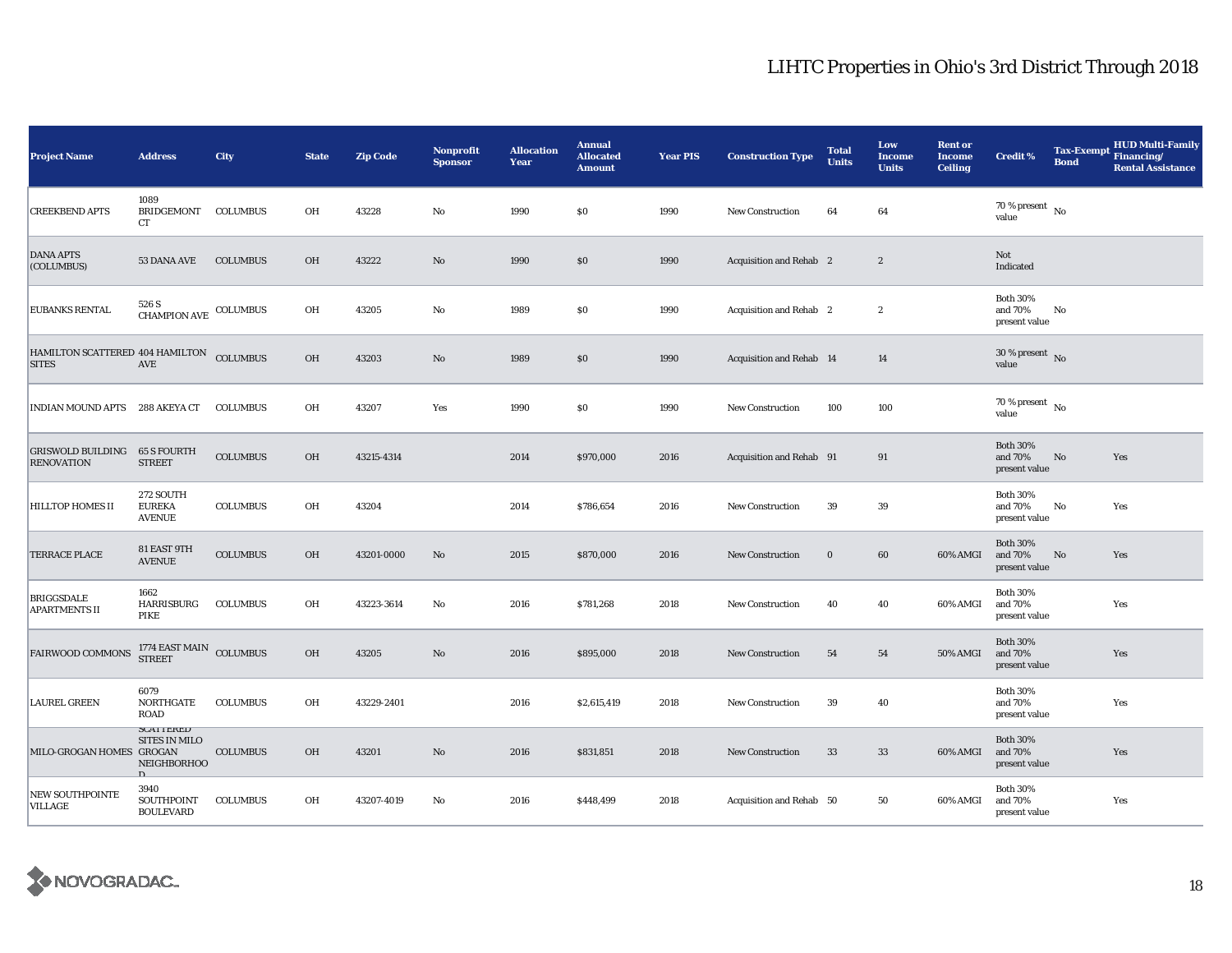# LIHTC Properties in Ohio's 3rd District Through 2018

| Project Name | Address | City | State | Zip Code | Nonprofit Sponsor | Allocation Year | Annual Allocated Amount | Year PIS | Construction Type | Total Units | Low Income Units | Rent or Income Ceiling | Credit % | Tax-Exempt Bond | HUD Multi-Family Financing/ Rental Assistance |
|---|---|---|---|---|---|---|---|---|---|---|---|---|---|---|---|
| CREEKBEND APTS | 1089 BRIDGEMONT CT | COLUMBUS | OH | 43228 | No | 1990 | $0 | 1990 | New Construction | 64 | 64 | | 70 % present value | No | |
| DANA APTS (COLUMBUS) | 53 DANA AVE | COLUMBUS | OH | 43222 | No | 1990 | $0 | 1990 | Acquisition and Rehab | 2 | 2 | | Not Indicated | | |
| EUBANKS RENTAL | 526 S CHAMPION AVE | COLUMBUS | OH | 43205 | No | 1989 | $0 | 1990 | Acquisition and Rehab | 2 | 2 | | Both 30% and 70% present value | No | |
| HAMILTON SCATTERED SITES | 404 HAMILTON AVE | COLUMBUS | OH | 43203 | No | 1989 | $0 | 1990 | Acquisition and Rehab | 14 | 14 | | 30 % present value | No | |
| INDIAN MOUND APTS | 288 AKEYA CT | COLUMBUS | OH | 43207 | Yes | 1990 | $0 | 1990 | New Construction | 100 | 100 | | 70 % present value | No | |
| GRISWOLD BUILDING RENOVATION | 65 S FOURTH STREET | COLUMBUS | OH | 43215-4314 | | 2014 | $970,000 | 2016 | Acquisition and Rehab | 91 | 91 | | Both 30% and 70% present value | No | Yes |
| HILLTOP HOMES II | 272 SOUTH EUREKA AVENUE | COLUMBUS | OH | 43204 | | 2014 | $786,654 | 2016 | New Construction | 39 | 39 | | Both 30% and 70% present value | No | Yes |
| TERRACE PLACE | 81 EAST 9TH AVENUE | COLUMBUS | OH | 43201-0000 | No | 2015 | $870,000 | 2016 | New Construction | 0 | 60 | 60% AMGI | Both 30% and 70% present value | No | Yes |
| BRIGGSDALE APARTMENTS II | 1662 HARRISBURG PIKE | COLUMBUS | OH | 43223-3614 | No | 2016 | $781,268 | 2018 | New Construction | 40 | 40 | 60% AMGI | Both 30% and 70% present value | | Yes |
| FAIRWOOD COMMONS | 1774 EAST MAIN STREET | COLUMBUS | OH | 43205 | No | 2016 | $895,000 | 2018 | New Construction | 54 | 54 | 50% AMGI | Both 30% and 70% present value | | Yes |
| LAUREL GREEN | 6079 NORTHGATE ROAD | COLUMBUS | OH | 43229-2401 | | 2016 | $2,615,419 | 2018 | New Construction | 39 | 40 | | Both 30% and 70% present value | | Yes |
| MILO-GROGAN HOMES | SCATTERED SITES IN MILO GROGAN NEIGHBORHOOD | COLUMBUS | OH | 43201 | No | 2016 | $831,851 | 2018 | New Construction | 33 | 33 | 60% AMGI | Both 30% and 70% present value | | Yes |
| NEW SOUTHPOINTE VILLAGE | 3940 SOUTHPOINT BOULEVARD | COLUMBUS | OH | 43207-4019 | No | 2016 | $448,499 | 2018 | Acquisition and Rehab | 50 | 50 | 60% AMGI | Both 30% and 70% present value | | Yes |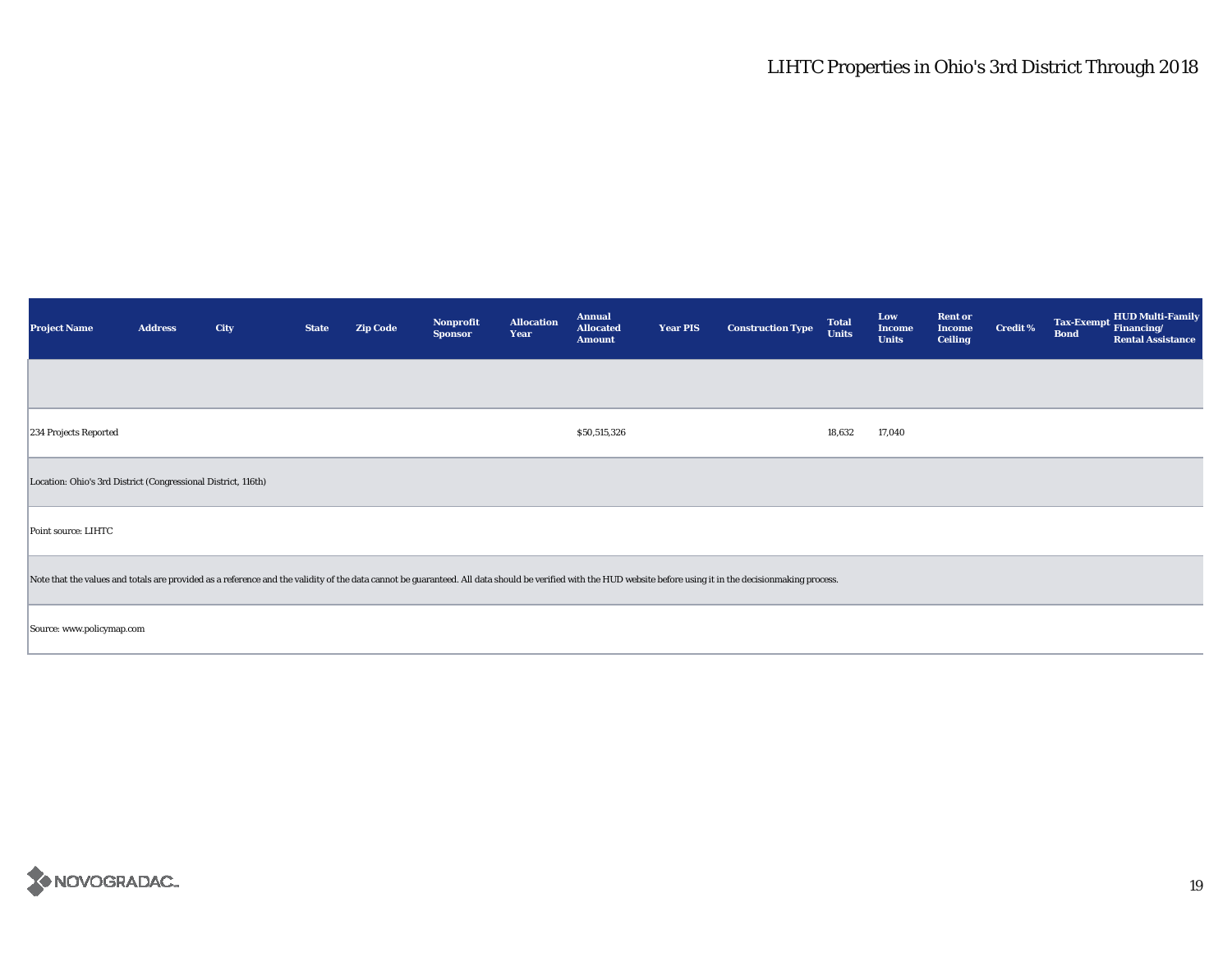# LIHTC Properties in Ohio's 3rd District Through 2018

| Project Name | Address | City | State | Zip Code | Nonprofit Sponsor | Allocation Year | Annual Allocated Amount | Year PIS | Construction Type | Total Units | Low Income Units | Rent or Income Ceiling | Credit % | Tax-Exempt Bond | HUD Multi-Family Financing/ Rental Assistance |
|---|---|---|---|---|---|---|---|---|---|---|---|---|---|---|---|
| | | | | | | | | | | | | | | | |
| 234 Projects Reported | | | | | | | $50,515,326 | | | 18,632 | 17,040 | | | | |
| Location: Ohio's 3rd District (Congressional District, 116th) | | | | | | | | | | | | | | | |
| Point source: LIHTC | | | | | | | | | | | | | | | |
| Note that the values and totals are provided as a reference and the validity of the data cannot be guaranteed. All data should be verified with the HUD website before using it in the decisionmaking process. | | | | | | | | | | | | | | | |
| Source: www.policymap.com | | | | | | | | | | | | | | | |